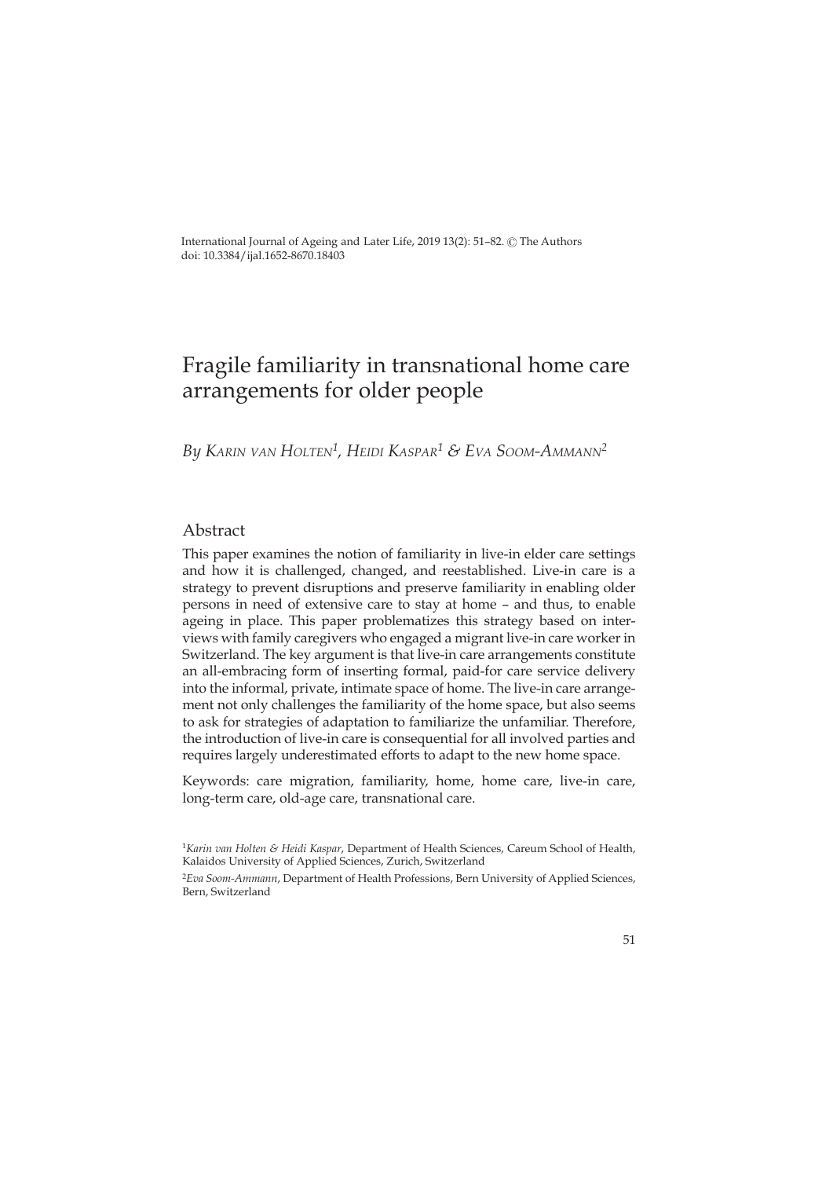International Journal of Ageing and Later Life, 2019 13(2): 51–82. © The Authors
doi: 10.3384/ijal.1652-8670.18403

# Fragile familiarity in transnational home care arrangements for older people

*By* Karin van Holten[1], Heidi Kaspar[1] & Eva Soom-Ammann[2]

## Abstract

This paper examines the notion of familiarity in live-in elder care settings and how it is challenged, changed, and reestablished. Live-in care is a strategy to prevent disruptions and preserve familiarity in enabling older persons in need of extensive care to stay at home – and thus, to enable ageing in place. This paper problematizes this strategy based on interviews with family caregivers who engaged a migrant live-in care worker in Switzerland. The key argument is that live-in care arrangements constitute an all-embracing form of inserting formal, paid-for care service delivery into the informal, private, intimate space of home. The live-in care arrangement not only challenges the familiarity of the home space, but also seems to ask for strategies of adaptation to familiarize the unfamiliar. Therefore, the introduction of live-in care is consequential for all involved parties and requires largely underestimated efforts to adapt to the new home space.

Keywords: care migration, familiarity, home, home care, live-in care, long-term care, old-age care, transnational care.

[1] *Karin van Holten & Heidi Kaspar*, Department of Health Sciences, Careum School of Health, Kalaidos University of Applied Sciences, Zurich, Switzerland

[2] *Eva Soom-Ammann*, Department of Health Professions, Bern University of Applied Sciences, Bern, Switzerland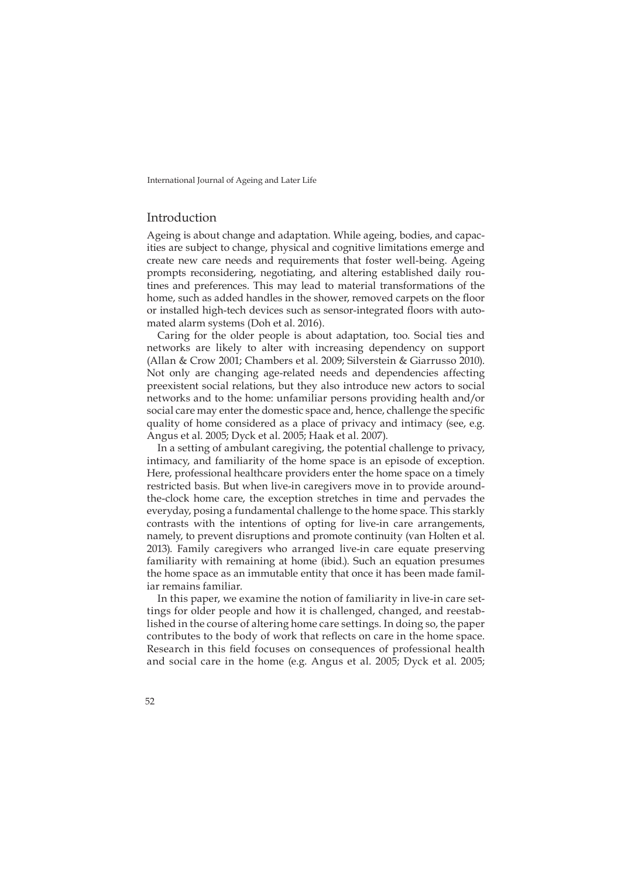## Introduction

Ageing is about change and adaptation. While ageing, bodies, and capacities are subject to change, physical and cognitive limitations emerge and create new care needs and requirements that foster well-being. Ageing prompts reconsidering, negotiating, and altering established daily routines and preferences. This may lead to material transformations of the home, such as added handles in the shower, removed carpets on the floor or installed high-tech devices such as sensor-integrated floors with automated alarm systems (Doh et al. 2016).

Caring for the older people is about adaptation, too. Social ties and networks are likely to alter with increasing dependency on support (Allan & Crow 2001; Chambers et al. 2009; Silverstein & Giarrusso 2010). Not only are changing age-related needs and dependencies affecting preexistent social relations, but they also introduce new actors to social networks and to the home: unfamiliar persons providing health and/or social care may enter the domestic space and, hence, challenge the specific quality of home considered as a place of privacy and intimacy (see, e.g. Angus et al. 2005; Dyck et al. 2005; Haak et al. 2007).

In a setting of ambulant caregiving, the potential challenge to privacy, intimacy, and familiarity of the home space is an episode of exception. Here, professional healthcare providers enter the home space on a timely restricted basis. But when live-in caregivers move in to provide around-the-clock home care, the exception stretches in time and pervades the everyday, posing a fundamental challenge to the home space. This starkly contrasts with the intentions of opting for live-in care arrangements, namely, to prevent disruptions and promote continuity (van Holten et al. 2013). Family caregivers who arranged live-in care equate preserving familiarity with remaining at home (ibid.). Such an equation presumes the home space as an immutable entity that once it has been made familiar remains familiar.

In this paper, we examine the notion of familiarity in live-in care settings for older people and how it is challenged, changed, and reestablished in the course of altering home care settings. In doing so, the paper contributes to the body of work that reflects on care in the home space. Research in this field focuses on consequences of professional health and social care in the home (e.g. Angus et al. 2005; Dyck et al. 2005;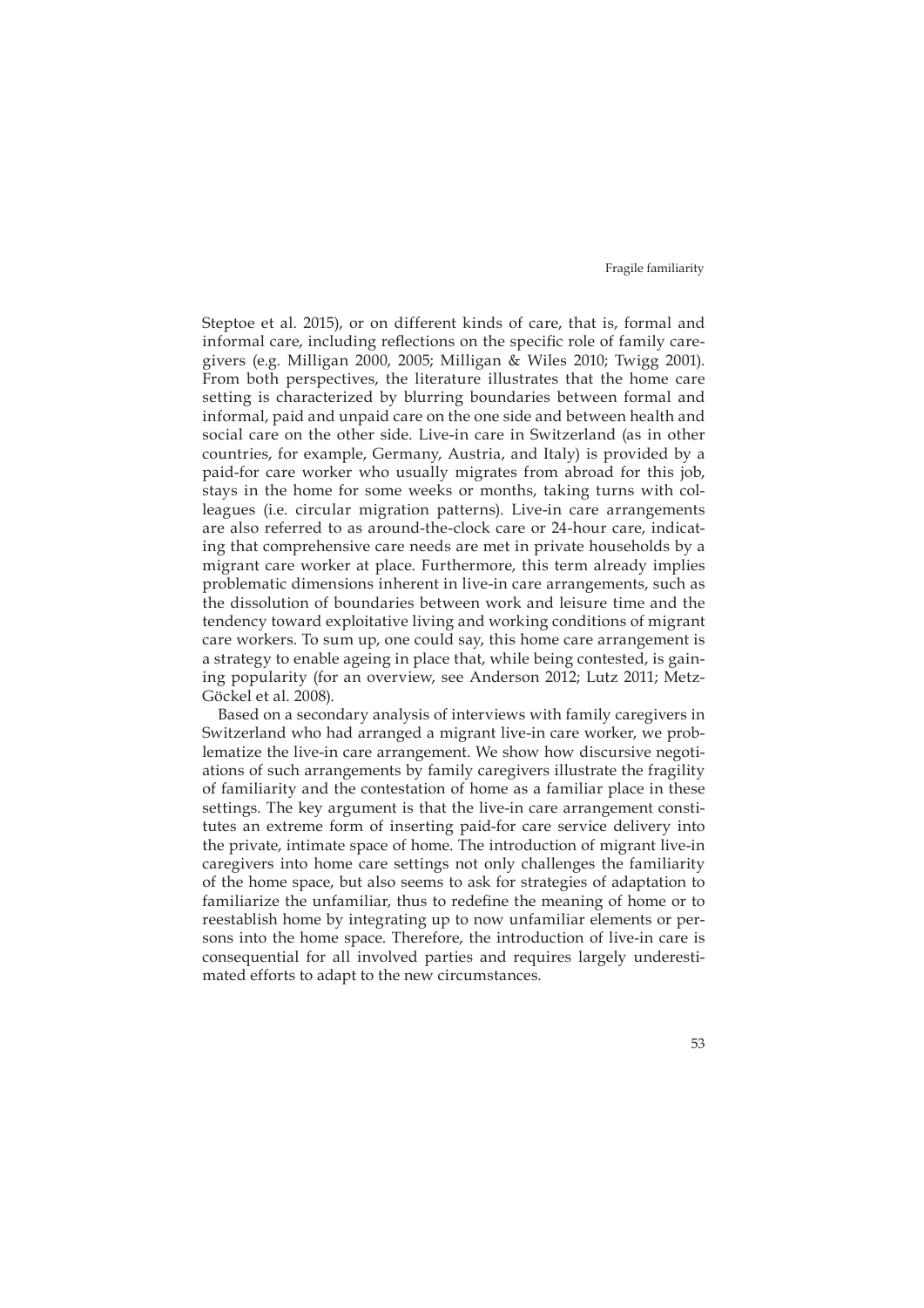Steptoe et al. 2015), or on different kinds of care, that is, formal and informal care, including reflections on the specific role of family caregivers (e.g. Milligan 2000, 2005; Milligan & Wiles 2010; Twigg 2001). From both perspectives, the literature illustrates that the home care setting is characterized by blurring boundaries between formal and informal, paid and unpaid care on the one side and between health and social care on the other side. Live-in care in Switzerland (as in other countries, for example, Germany, Austria, and Italy) is provided by a paid-for care worker who usually migrates from abroad for this job, stays in the home for some weeks or months, taking turns with colleagues (i.e. circular migration patterns). Live-in care arrangements are also referred to as around-the-clock care or 24-hour care, indicating that comprehensive care needs are met in private households by a migrant care worker at place. Furthermore, this term already implies problematic dimensions inherent in live-in care arrangements, such as the dissolution of boundaries between work and leisure time and the tendency toward exploitative living and working conditions of migrant care workers. To sum up, one could say, this home care arrangement is a strategy to enable ageing in place that, while being contested, is gaining popularity (for an overview, see Anderson 2012; Lutz 2011; Metz-Göckel et al. 2008).

Based on a secondary analysis of interviews with family caregivers in Switzerland who had arranged a migrant live-in care worker, we problematize the live-in care arrangement. We show how discursive negotiations of such arrangements by family caregivers illustrate the fragility of familiarity and the contestation of home as a familiar place in these settings. The key argument is that the live-in care arrangement constitutes an extreme form of inserting paid-for care service delivery into the private, intimate space of home. The introduction of migrant live-in caregivers into home care settings not only challenges the familiarity of the home space, but also seems to ask for strategies of adaptation to familiarize the unfamiliar, thus to redefine the meaning of home or to reestablish home by integrating up to now unfamiliar elements or persons into the home space. Therefore, the introduction of live-in care is consequential for all involved parties and requires largely underestimated efforts to adapt to the new circumstances.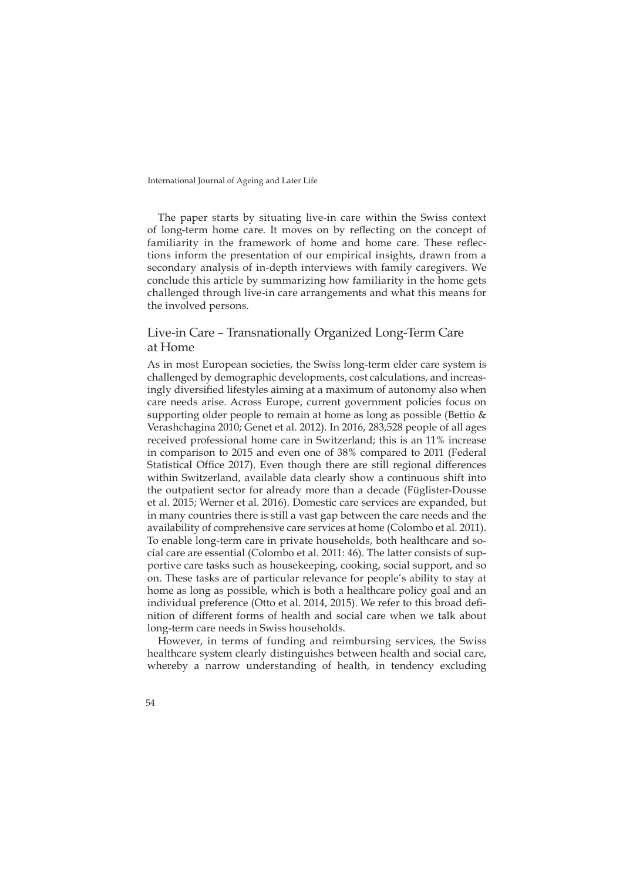The paper starts by situating live-in care within the Swiss context of long-term home care. It moves on by reflecting on the concept of familiarity in the framework of home and home care. These reflections inform the presentation of our empirical insights, drawn from a secondary analysis of in-depth interviews with family caregivers. We conclude this article by summarizing how familiarity in the home gets challenged through live-in care arrangements and what this means for the involved persons.

## Live-in Care – Transnationally Organized Long-Term Care at Home

As in most European societies, the Swiss long-term elder care system is challenged by demographic developments, cost calculations, and increasingly diversified lifestyles aiming at a maximum of autonomy also when care needs arise. Across Europe, current government policies focus on supporting older people to remain at home as long as possible (Bettio & Verashchagina 2010; Genet et al. 2012). In 2016, 283,528 people of all ages received professional home care in Switzerland; this is an 11% increase in comparison to 2015 and even one of 38% compared to 2011 (Federal Statistical Office 2017). Even though there are still regional differences within Switzerland, available data clearly show a continuous shift into the outpatient sector for already more than a decade (Füglister-Dousse et al. 2015; Werner et al. 2016). Domestic care services are expanded, but in many countries there is still a vast gap between the care needs and the availability of comprehensive care services at home (Colombo et al. 2011). To enable long-term care in private households, both healthcare and social care are essential (Colombo et al. 2011: 46). The latter consists of supportive care tasks such as housekeeping, cooking, social support, and so on. These tasks are of particular relevance for people's ability to stay at home as long as possible, which is both a healthcare policy goal and an individual preference (Otto et al. 2014, 2015). We refer to this broad definition of different forms of health and social care when we talk about long-term care needs in Swiss households.

However, in terms of funding and reimbursing services, the Swiss healthcare system clearly distinguishes between health and social care, whereby a narrow understanding of health, in tendency excluding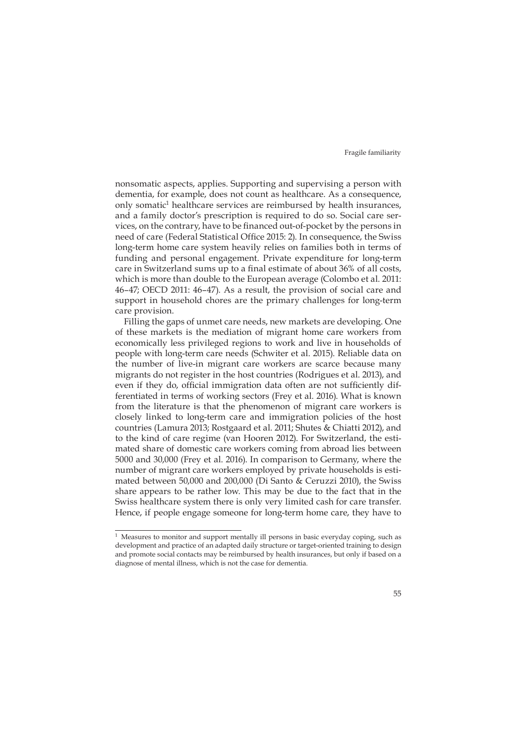nonsomatic aspects, applies. Supporting and supervising a person with dementia, for example, does not count as healthcare. As a consequence, only somatic[1] healthcare services are reimbursed by health insurances, and a family doctor's prescription is required to do so. Social care services, on the contrary, have to be financed out-of-pocket by the persons in need of care (Federal Statistical Office 2015: 2). In consequence, the Swiss long-term home care system heavily relies on families both in terms of funding and personal engagement. Private expenditure for long-term care in Switzerland sums up to a final estimate of about 36% of all costs, which is more than double to the European average (Colombo et al. 2011: 46–47; OECD 2011: 46–47). As a result, the provision of social care and support in household chores are the primary challenges for long-term care provision.

Filling the gaps of unmet care needs, new markets are developing. One of these markets is the mediation of migrant home care workers from economically less privileged regions to work and live in households of people with long-term care needs (Schwiter et al. 2015). Reliable data on the number of live-in migrant care workers are scarce because many migrants do not register in the host countries (Rodrigues et al. 2013), and even if they do, official immigration data often are not sufficiently differentiated in terms of working sectors (Frey et al. 2016). What is known from the literature is that the phenomenon of migrant care workers is closely linked to long-term care and immigration policies of the host countries (Lamura 2013; Rostgaard et al. 2011; Shutes & Chiatti 2012), and to the kind of care regime (van Hooren 2012). For Switzerland, the estimated share of domestic care workers coming from abroad lies between 5000 and 30,000 (Frey et al. 2016). In comparison to Germany, where the number of migrant care workers employed by private households is estimated between 50,000 and 200,000 (Di Santo & Ceruzzi 2010), the Swiss share appears to be rather low. This may be due to the fact that in the Swiss healthcare system there is only very limited cash for care transfer. Hence, if people engage someone for long-term home care, they have to

[1] Measures to monitor and support mentally ill persons in basic everyday coping, such as development and practice of an adapted daily structure or target-oriented training to design and promote social contacts may be reimbursed by health insurances, but only if based on a diagnose of mental illness, which is not the case for dementia.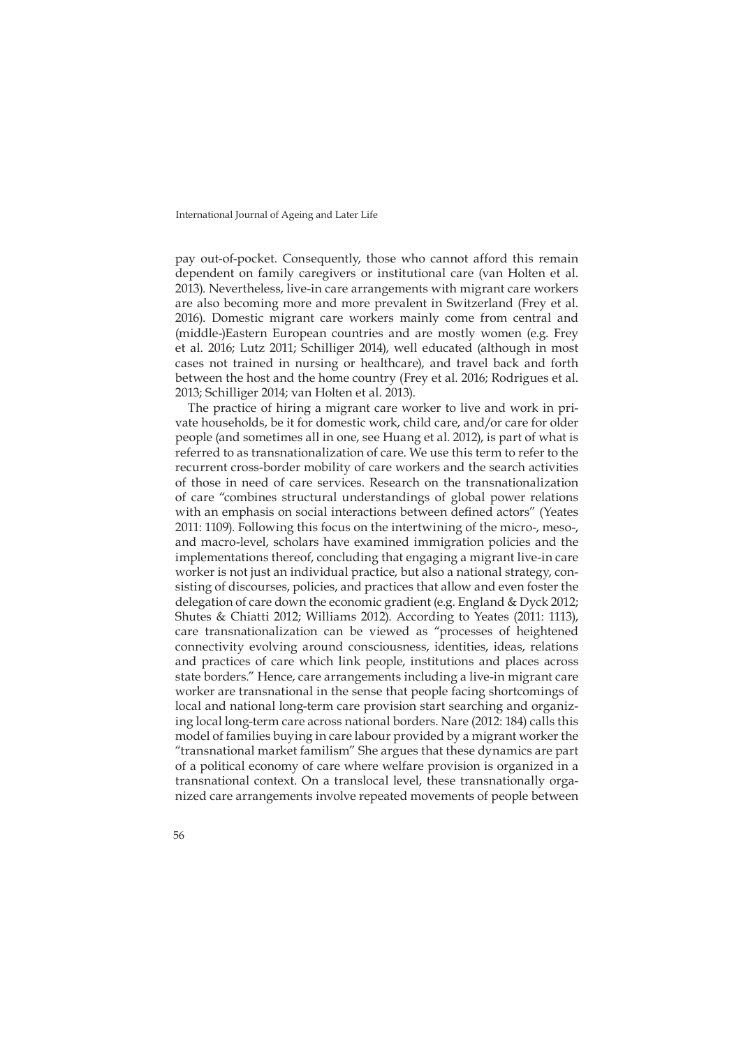pay out-of-pocket. Consequently, those who cannot afford this remain dependent on family caregivers or institutional care (van Holten et al. 2013). Nevertheless, live-in care arrangements with migrant care workers are also becoming more and more prevalent in Switzerland (Frey et al. 2016). Domestic migrant care workers mainly come from central and (middle-)Eastern European countries and are mostly women (e.g. Frey et al. 2016; Lutz 2011; Schilliger 2014), well educated (although in most cases not trained in nursing or healthcare), and travel back and forth between the host and the home country (Frey et al. 2016; Rodrigues et al. 2013; Schilliger 2014; van Holten et al. 2013).

The practice of hiring a migrant care worker to live and work in private households, be it for domestic work, child care, and/or care for older people (and sometimes all in one, see Huang et al. 2012), is part of what is referred to as transnationalization of care. We use this term to refer to the recurrent cross-border mobility of care workers and the search activities of those in need of care services. Research on the transnationalization of care "combines structural understandings of global power relations with an emphasis on social interactions between defined actors" (Yeates 2011: 1109). Following this focus on the intertwining of the micro-, meso-, and macro-level, scholars have examined immigration policies and the implementations thereof, concluding that engaging a migrant live-in care worker is not just an individual practice, but also a national strategy, consisting of discourses, policies, and practices that allow and even foster the delegation of care down the economic gradient (e.g. England & Dyck 2012; Shutes & Chiatti 2012; Williams 2012). According to Yeates (2011: 1113), care transnationalization can be viewed as "processes of heightened connectivity evolving around consciousness, identities, ideas, relations and practices of care which link people, institutions and places across state borders." Hence, care arrangements including a live-in migrant care worker are transnational in the sense that people facing shortcomings of local and national long-term care provision start searching and organizing local long-term care across national borders. Nare (2012: 184) calls this model of families buying in care labour provided by a migrant worker the "transnational market familism" She argues that these dynamics are part of a political economy of care where welfare provision is organized in a transnational context. On a translocal level, these transnationally organized care arrangements involve repeated movements of people between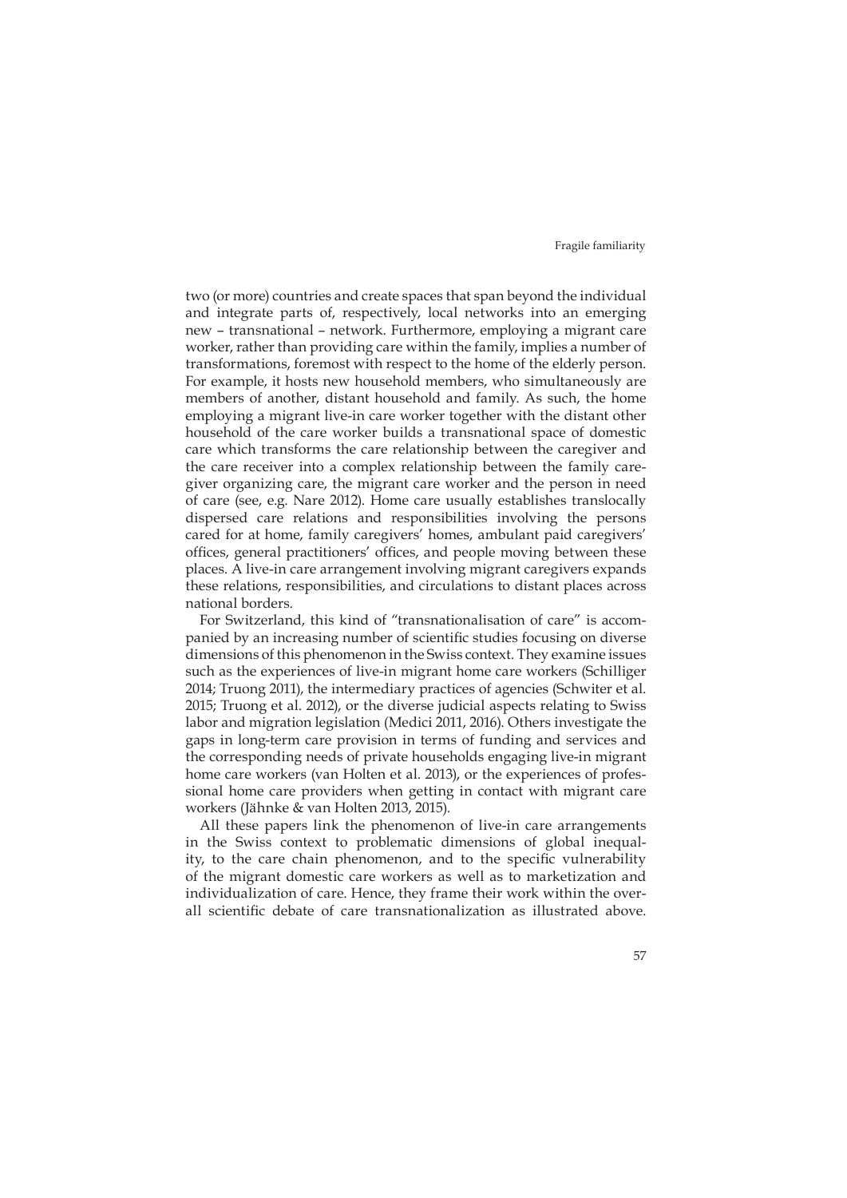two (or more) countries and create spaces that span beyond the individual and integrate parts of, respectively, local networks into an emerging new – transnational – network. Furthermore, employing a migrant care worker, rather than providing care within the family, implies a number of transformations, foremost with respect to the home of the elderly person. For example, it hosts new household members, who simultaneously are members of another, distant household and family. As such, the home employing a migrant live-in care worker together with the distant other household of the care worker builds a transnational space of domestic care which transforms the care relationship between the caregiver and the care receiver into a complex relationship between the family caregiver organizing care, the migrant care worker and the person in need of care (see, e.g. Nare 2012). Home care usually establishes translocally dispersed care relations and responsibilities involving the persons cared for at home, family caregivers' homes, ambulant paid caregivers' offices, general practitioners' offices, and people moving between these places. A live-in care arrangement involving migrant caregivers expands these relations, responsibilities, and circulations to distant places across national borders.

For Switzerland, this kind of "transnationalisation of care" is accompanied by an increasing number of scientific studies focusing on diverse dimensions of this phenomenon in the Swiss context. They examine issues such as the experiences of live-in migrant home care workers (Schilliger 2014; Truong 2011), the intermediary practices of agencies (Schwiter et al. 2015; Truong et al. 2012), or the diverse judicial aspects relating to Swiss labor and migration legislation (Medici 2011, 2016). Others investigate the gaps in long-term care provision in terms of funding and services and the corresponding needs of private households engaging live-in migrant home care workers (van Holten et al. 2013), or the experiences of professional home care providers when getting in contact with migrant care workers (Jähnke & van Holten 2013, 2015).

All these papers link the phenomenon of live-in care arrangements in the Swiss context to problematic dimensions of global inequality, to the care chain phenomenon, and to the specific vulnerability of the migrant domestic care workers as well as to marketization and individualization of care. Hence, they frame their work within the overall scientific debate of care transnationalization as illustrated above.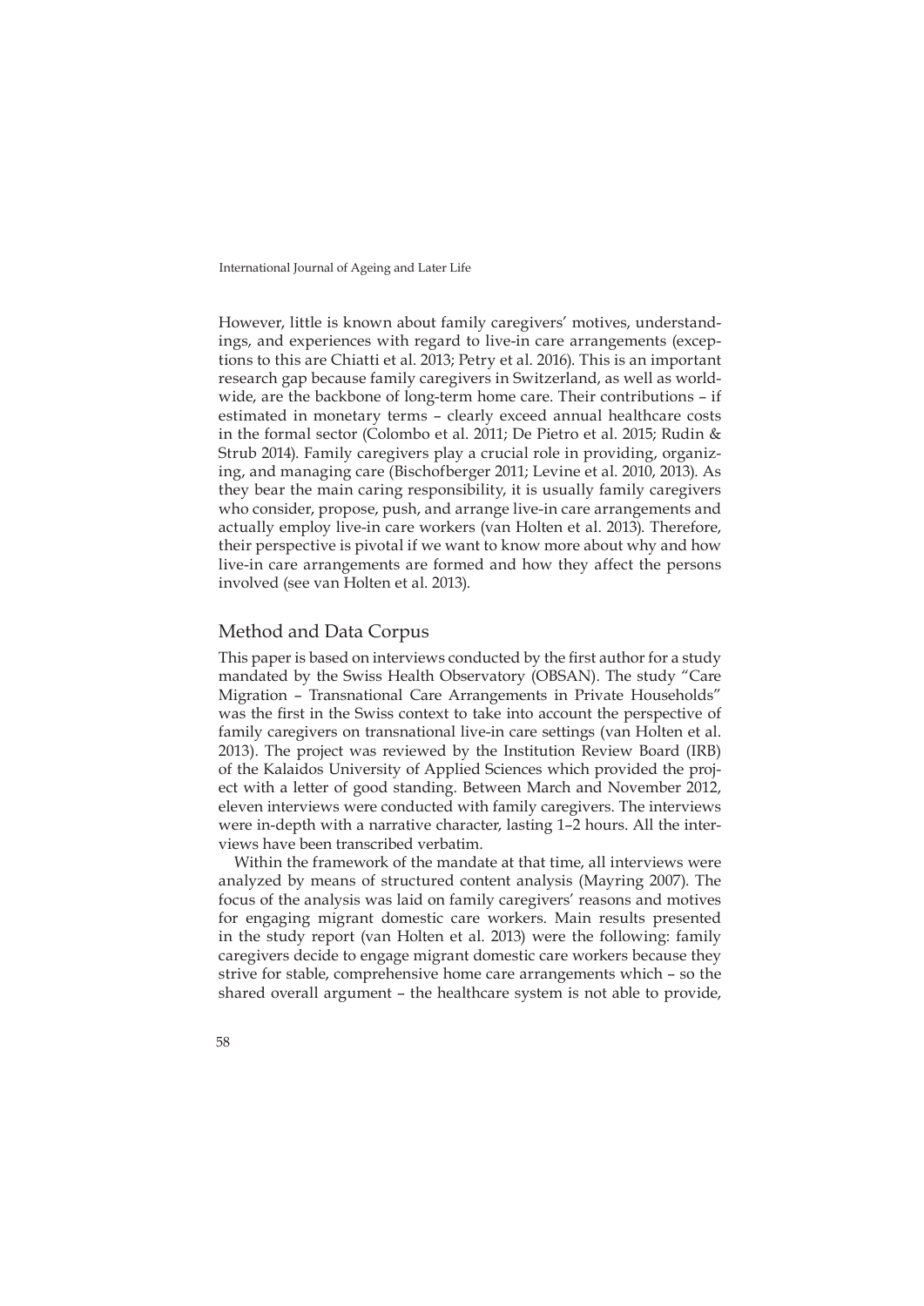However, little is known about family caregivers' motives, understandings, and experiences with regard to live-in care arrangements (exceptions to this are Chiatti et al. 2013; Petry et al. 2016). This is an important research gap because family caregivers in Switzerland, as well as worldwide, are the backbone of long-term home care. Their contributions – if estimated in monetary terms – clearly exceed annual healthcare costs in the formal sector (Colombo et al. 2011; De Pietro et al. 2015; Rudin & Strub 2014). Family caregivers play a crucial role in providing, organizing, and managing care (Bischofberger 2011; Levine et al. 2010, 2013). As they bear the main caring responsibility, it is usually family caregivers who consider, propose, push, and arrange live-in care arrangements and actually employ live-in care workers (van Holten et al. 2013). Therefore, their perspective is pivotal if we want to know more about why and how live-in care arrangements are formed and how they affect the persons involved (see van Holten et al. 2013).

## Method and Data Corpus

This paper is based on interviews conducted by the first author for a study mandated by the Swiss Health Observatory (OBSAN). The study "Care Migration – Transnational Care Arrangements in Private Households" was the first in the Swiss context to take into account the perspective of family caregivers on transnational live-in care settings (van Holten et al. 2013). The project was reviewed by the Institution Review Board (IRB) of the Kalaidos University of Applied Sciences which provided the project with a letter of good standing. Between March and November 2012, eleven interviews were conducted with family caregivers. The interviews were in-depth with a narrative character, lasting 1–2 hours. All the interviews have been transcribed verbatim.

Within the framework of the mandate at that time, all interviews were analyzed by means of structured content analysis (Mayring 2007). The focus of the analysis was laid on family caregivers' reasons and motives for engaging migrant domestic care workers. Main results presented in the study report (van Holten et al. 2013) were the following: family caregivers decide to engage migrant domestic care workers because they strive for stable, comprehensive home care arrangements which – so the shared overall argument – the healthcare system is not able to provide,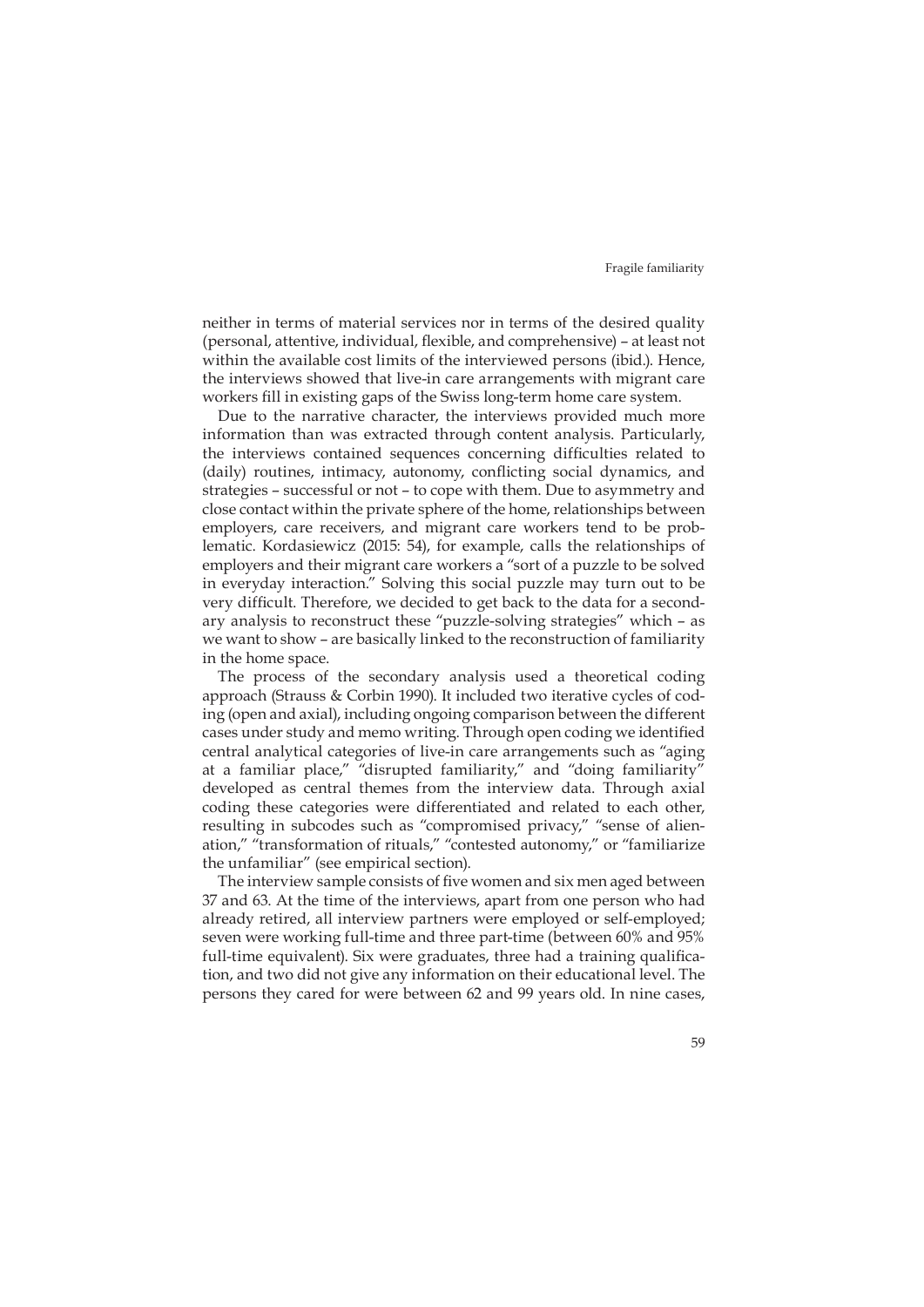neither in terms of material services nor in terms of the desired quality (personal, attentive, individual, flexible, and comprehensive) – at least not within the available cost limits of the interviewed persons (ibid.). Hence, the interviews showed that live-in care arrangements with migrant care workers fill in existing gaps of the Swiss long-term home care system.

Due to the narrative character, the interviews provided much more information than was extracted through content analysis. Particularly, the interviews contained sequences concerning difficulties related to (daily) routines, intimacy, autonomy, conflicting social dynamics, and strategies – successful or not – to cope with them. Due to asymmetry and close contact within the private sphere of the home, relationships between employers, care receivers, and migrant care workers tend to be problematic. Kordasiewicz (2015: 54), for example, calls the relationships of employers and their migrant care workers a "sort of a puzzle to be solved in everyday interaction." Solving this social puzzle may turn out to be very difficult. Therefore, we decided to get back to the data for a secondary analysis to reconstruct these "puzzle-solving strategies" which – as we want to show – are basically linked to the reconstruction of familiarity in the home space.

The process of the secondary analysis used a theoretical coding approach (Strauss & Corbin 1990). It included two iterative cycles of coding (open and axial), including ongoing comparison between the different cases under study and memo writing. Through open coding we identified central analytical categories of live-in care arrangements such as "aging at a familiar place," "disrupted familiarity," and "doing familiarity" developed as central themes from the interview data. Through axial coding these categories were differentiated and related to each other, resulting in subcodes such as "compromised privacy," "sense of alienation," "transformation of rituals," "contested autonomy," or "familiarize the unfamiliar" (see empirical section).

The interview sample consists of five women and six men aged between 37 and 63. At the time of the interviews, apart from one person who had already retired, all interview partners were employed or self-employed; seven were working full-time and three part-time (between 60% and 95% full-time equivalent). Six were graduates, three had a training qualification, and two did not give any information on their educational level. The persons they cared for were between 62 and 99 years old. In nine cases,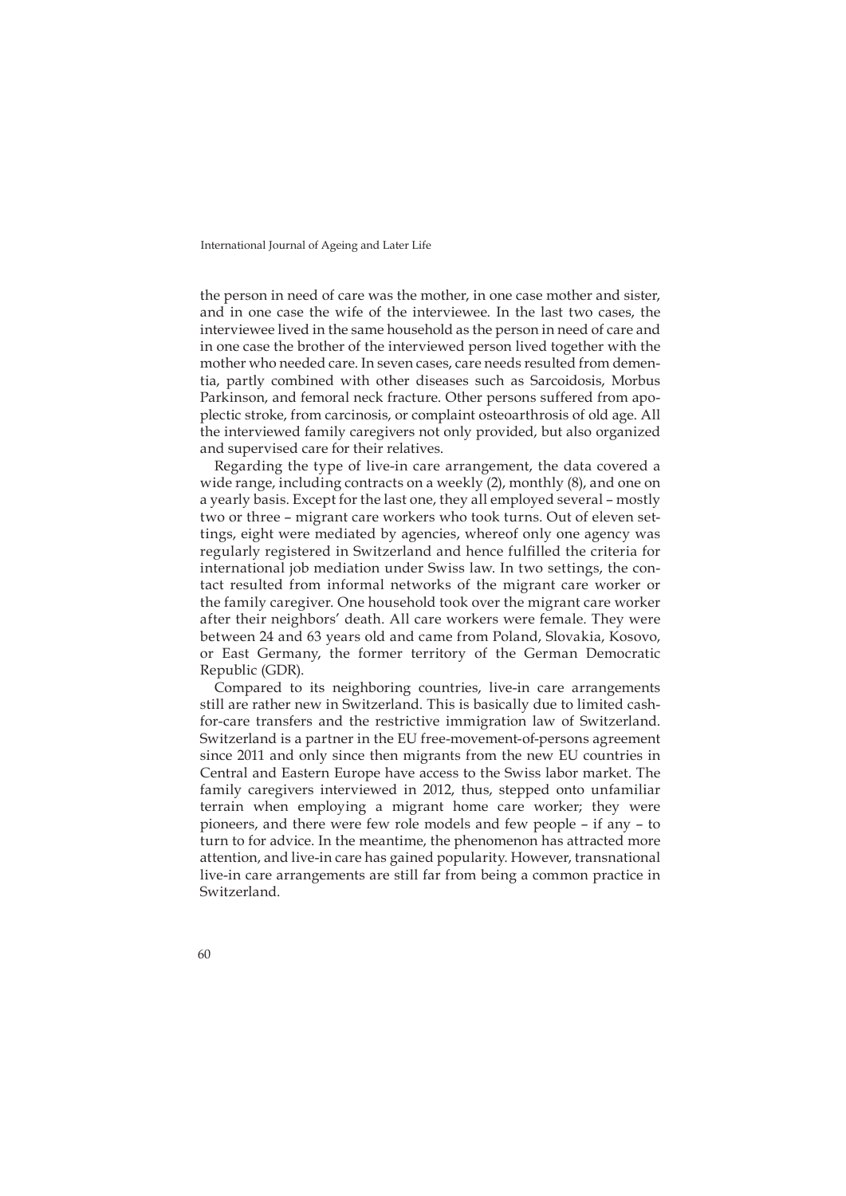the person in need of care was the mother, in one case mother and sister, and in one case the wife of the interviewee. In the last two cases, the interviewee lived in the same household as the person in need of care and in one case the brother of the interviewed person lived together with the mother who needed care. In seven cases, care needs resulted from dementia, partly combined with other diseases such as Sarcoidosis, Morbus Parkinson, and femoral neck fracture. Other persons suffered from apoplectic stroke, from carcinosis, or complaint osteoarthrosis of old age. All the interviewed family caregivers not only provided, but also organized and supervised care for their relatives.

Regarding the type of live-in care arrangement, the data covered a wide range, including contracts on a weekly (2), monthly (8), and one on a yearly basis. Except for the last one, they all employed several – mostly two or three – migrant care workers who took turns. Out of eleven settings, eight were mediated by agencies, whereof only one agency was regularly registered in Switzerland and hence fulfilled the criteria for international job mediation under Swiss law. In two settings, the contact resulted from informal networks of the migrant care worker or the family caregiver. One household took over the migrant care worker after their neighbors' death. All care workers were female. They were between 24 and 63 years old and came from Poland, Slovakia, Kosovo, or East Germany, the former territory of the German Democratic Republic (GDR).

Compared to its neighboring countries, live-in care arrangements still are rather new in Switzerland. This is basically due to limited cash-for-care transfers and the restrictive immigration law of Switzerland. Switzerland is a partner in the EU free-movement-of-persons agreement since 2011 and only since then migrants from the new EU countries in Central and Eastern Europe have access to the Swiss labor market. The family caregivers interviewed in 2012, thus, stepped onto unfamiliar terrain when employing a migrant home care worker; they were pioneers, and there were few role models and few people – if any – to turn to for advice. In the meantime, the phenomenon has attracted more attention, and live-in care has gained popularity. However, transnational live-in care arrangements are still far from being a common practice in Switzerland.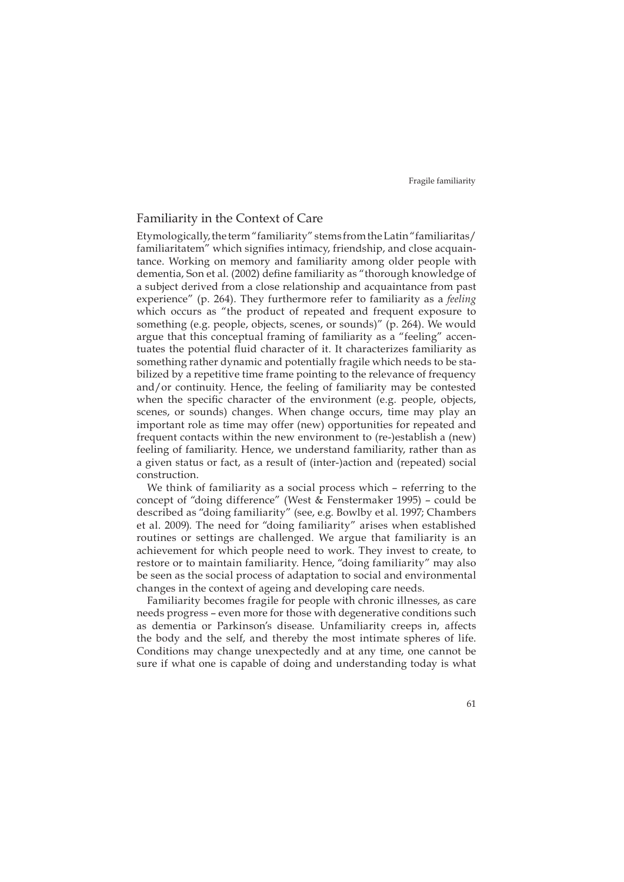## Familiarity in the Context of Care

Etymologically, the term "familiarity" stems from the Latin "familiaritas/familiaritatem" which signifies intimacy, friendship, and close acquaintance. Working on memory and familiarity among older people with dementia, Son et al. (2002) define familiarity as "thorough knowledge of a subject derived from a close relationship and acquaintance from past experience" (p. 264). They furthermore refer to familiarity as a *feeling* which occurs as "the product of repeated and frequent exposure to something (e.g. people, objects, scenes, or sounds)" (p. 264). We would argue that this conceptual framing of familiarity as a "feeling" accentuates the potential fluid character of it. It characterizes familiarity as something rather dynamic and potentially fragile which needs to be stabilized by a repetitive time frame pointing to the relevance of frequency and/or continuity. Hence, the feeling of familiarity may be contested when the specific character of the environment (e.g. people, objects, scenes, or sounds) changes. When change occurs, time may play an important role as time may offer (new) opportunities for repeated and frequent contacts within the new environment to (re-)establish a (new) feeling of familiarity. Hence, we understand familiarity, rather than as a given status or fact, as a result of (inter-)action and (repeated) social construction.

We think of familiarity as a social process which – referring to the concept of "doing difference" (West & Fenstermaker 1995) – could be described as "doing familiarity" (see, e.g. Bowlby et al. 1997; Chambers et al. 2009). The need for "doing familiarity" arises when established routines or settings are challenged. We argue that familiarity is an achievement for which people need to work. They invest to create, to restore or to maintain familiarity. Hence, "doing familiarity" may also be seen as the social process of adaptation to social and environmental changes in the context of ageing and developing care needs.

Familiarity becomes fragile for people with chronic illnesses, as care needs progress – even more for those with degenerative conditions such as dementia or Parkinson's disease. Unfamiliarity creeps in, affects the body and the self, and thereby the most intimate spheres of life. Conditions may change unexpectedly and at any time, one cannot be sure if what one is capable of doing and understanding today is what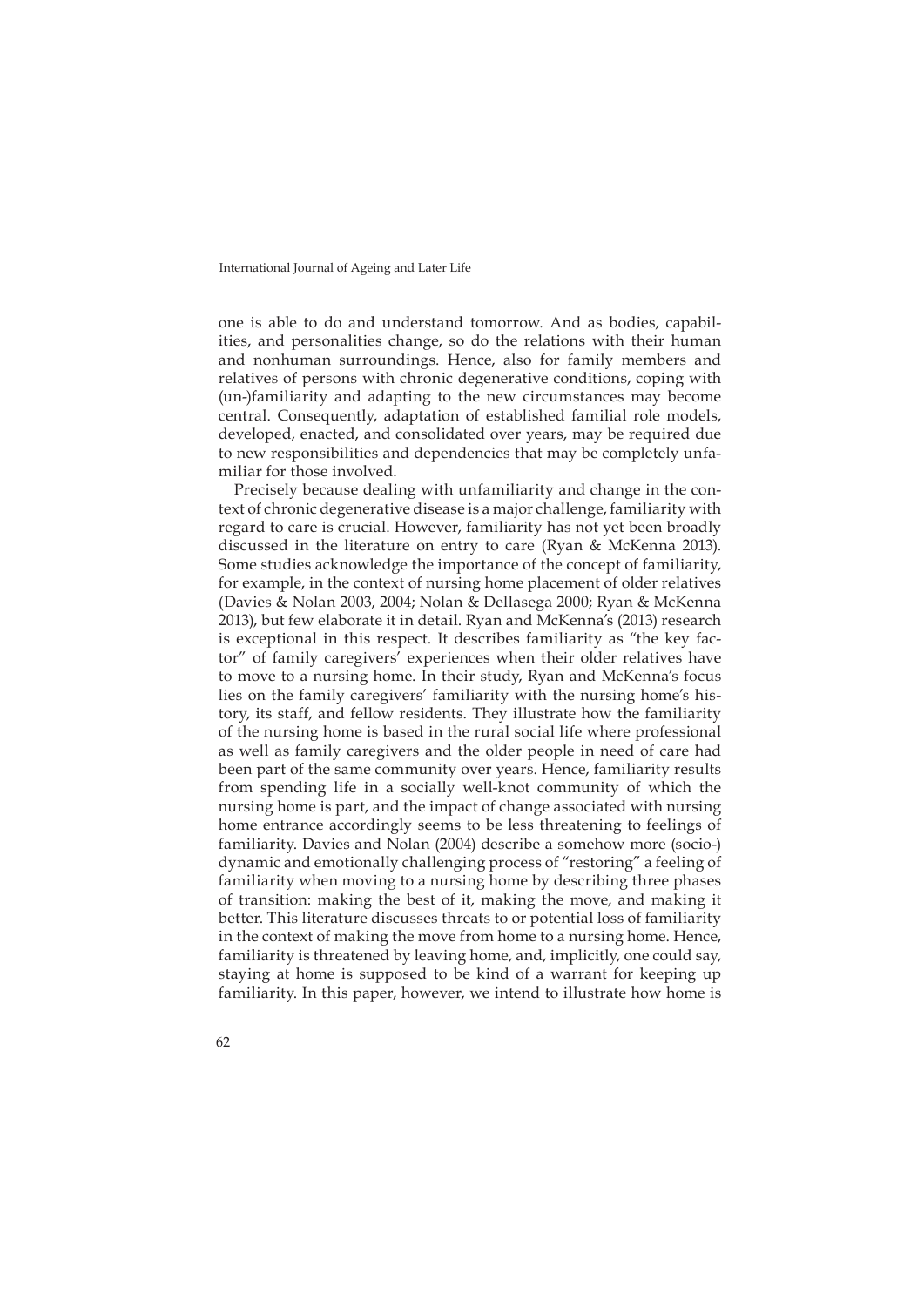one is able to do and understand tomorrow. And as bodies, capabilities, and personalities change, so do the relations with their human and nonhuman surroundings. Hence, also for family members and relatives of persons with chronic degenerative conditions, coping with (un-)familiarity and adapting to the new circumstances may become central. Consequently, adaptation of established familial role models, developed, enacted, and consolidated over years, may be required due to new responsibilities and dependencies that may be completely unfamiliar for those involved.

Precisely because dealing with unfamiliarity and change in the context of chronic degenerative disease is a major challenge, familiarity with regard to care is crucial. However, familiarity has not yet been broadly discussed in the literature on entry to care (Ryan & McKenna 2013). Some studies acknowledge the importance of the concept of familiarity, for example, in the context of nursing home placement of older relatives (Davies & Nolan 2003, 2004; Nolan & Dellasega 2000; Ryan & McKenna 2013), but few elaborate it in detail. Ryan and McKenna's (2013) research is exceptional in this respect. It describes familiarity as "the key factor" of family caregivers' experiences when their older relatives have to move to a nursing home. In their study, Ryan and McKenna's focus lies on the family caregivers' familiarity with the nursing home's history, its staff, and fellow residents. They illustrate how the familiarity of the nursing home is based in the rural social life where professional as well as family caregivers and the older people in need of care had been part of the same community over years. Hence, familiarity results from spending life in a socially well-knot community of which the nursing home is part, and the impact of change associated with nursing home entrance accordingly seems to be less threatening to feelings of familiarity. Davies and Nolan (2004) describe a somehow more (socio-) dynamic and emotionally challenging process of "restoring" a feeling of familiarity when moving to a nursing home by describing three phases of transition: making the best of it, making the move, and making it better. This literature discusses threats to or potential loss of familiarity in the context of making the move from home to a nursing home. Hence, familiarity is threatened by leaving home, and, implicitly, one could say, staying at home is supposed to be kind of a warrant for keeping up familiarity. In this paper, however, we intend to illustrate how home is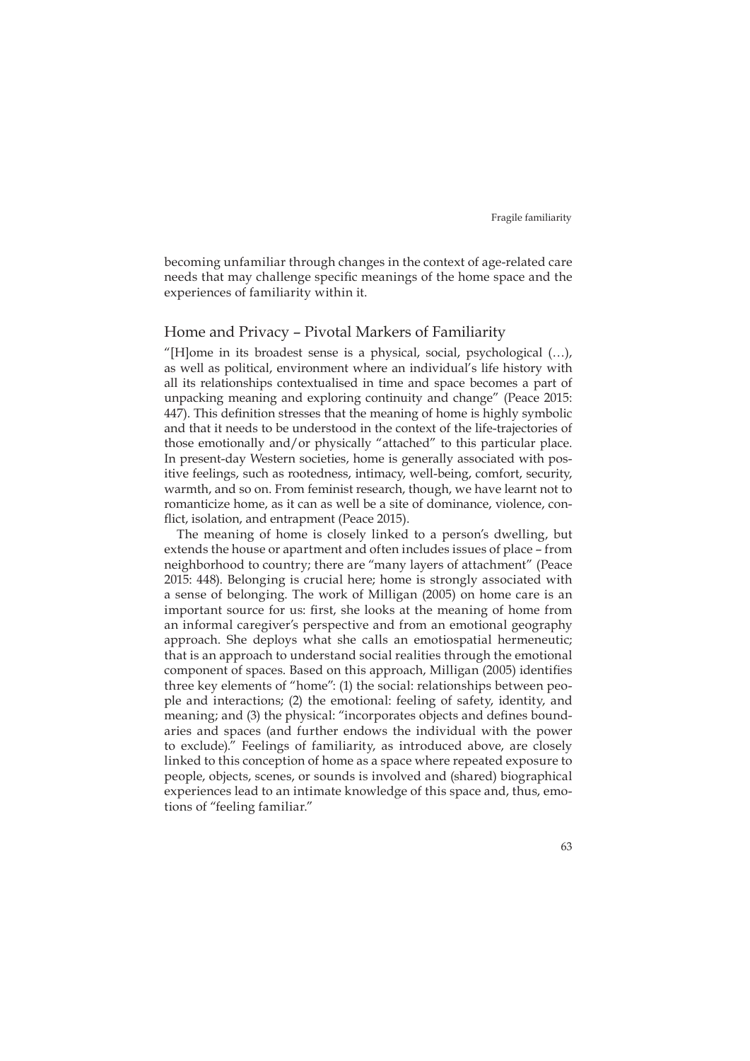becoming unfamiliar through changes in the context of age-related care needs that may challenge specific meanings of the home space and the experiences of familiarity within it.

## Home and Privacy – Pivotal Markers of Familiarity

"[H]ome in its broadest sense is a physical, social, psychological (…), as well as political, environment where an individual's life history with all its relationships contextualised in time and space becomes a part of unpacking meaning and exploring continuity and change" (Peace 2015: 447). This definition stresses that the meaning of home is highly symbolic and that it needs to be understood in the context of the life-trajectories of those emotionally and/or physically "attached" to this particular place. In present-day Western societies, home is generally associated with positive feelings, such as rootedness, intimacy, well-being, comfort, security, warmth, and so on. From feminist research, though, we have learnt not to romanticize home, as it can as well be a site of dominance, violence, conflict, isolation, and entrapment (Peace 2015).

The meaning of home is closely linked to a person's dwelling, but extends the house or apartment and often includes issues of place – from neighborhood to country; there are "many layers of attachment" (Peace 2015: 448). Belonging is crucial here; home is strongly associated with a sense of belonging. The work of Milligan (2005) on home care is an important source for us: first, she looks at the meaning of home from an informal caregiver's perspective and from an emotional geography approach. She deploys what she calls an emotiospatial hermeneutic; that is an approach to understand social realities through the emotional component of spaces. Based on this approach, Milligan (2005) identifies three key elements of "home": (1) the social: relationships between people and interactions; (2) the emotional: feeling of safety, identity, and meaning; and (3) the physical: "incorporates objects and defines boundaries and spaces (and further endows the individual with the power to exclude)." Feelings of familiarity, as introduced above, are closely linked to this conception of home as a space where repeated exposure to people, objects, scenes, or sounds is involved and (shared) biographical experiences lead to an intimate knowledge of this space and, thus, emotions of "feeling familiar."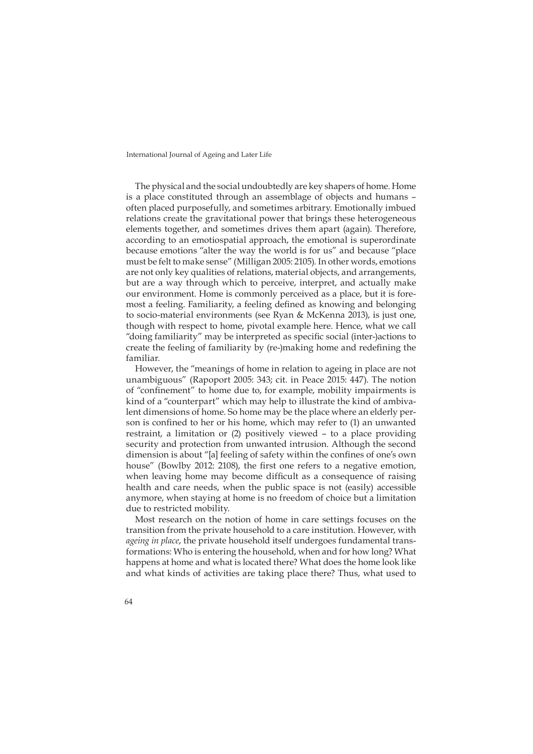The physical and the social undoubtedly are key shapers of home. Home is a place constituted through an assemblage of objects and humans – often placed purposefully, and sometimes arbitrary. Emotionally imbued relations create the gravitational power that brings these heterogeneous elements together, and sometimes drives them apart (again). Therefore, according to an emotiospatial approach, the emotional is superordinate because emotions "alter the way the world is for us" and because "place must be felt to make sense" (Milligan 2005: 2105). In other words, emotions are not only key qualities of relations, material objects, and arrangements, but are a way through which to perceive, interpret, and actually make our environment. Home is commonly perceived as a place, but it is foremost a feeling. Familiarity, a feeling defined as knowing and belonging to socio-material environments (see Ryan & McKenna 2013), is just one, though with respect to home, pivotal example here. Hence, what we call "doing familiarity" may be interpreted as specific social (inter-)actions to create the feeling of familiarity by (re-)making home and redefining the familiar.

However, the "meanings of home in relation to ageing in place are not unambiguous" (Rapoport 2005: 343; cit. in Peace 2015: 447). The notion of "confinement" to home due to, for example, mobility impairments is kind of a "counterpart" which may help to illustrate the kind of ambivalent dimensions of home. So home may be the place where an elderly person is confined to her or his home, which may refer to (1) an unwanted restraint, a limitation or (2) positively viewed – to a place providing security and protection from unwanted intrusion. Although the second dimension is about "[a] feeling of safety within the confines of one's own house" (Bowlby 2012: 2108), the first one refers to a negative emotion, when leaving home may become difficult as a consequence of raising health and care needs, when the public space is not (easily) accessible anymore, when staying at home is no freedom of choice but a limitation due to restricted mobility.

Most research on the notion of home in care settings focuses on the transition from the private household to a care institution. However, with *ageing in place*, the private household itself undergoes fundamental transformations: Who is entering the household, when and for how long? What happens at home and what is located there? What does the home look like and what kinds of activities are taking place there? Thus, what used to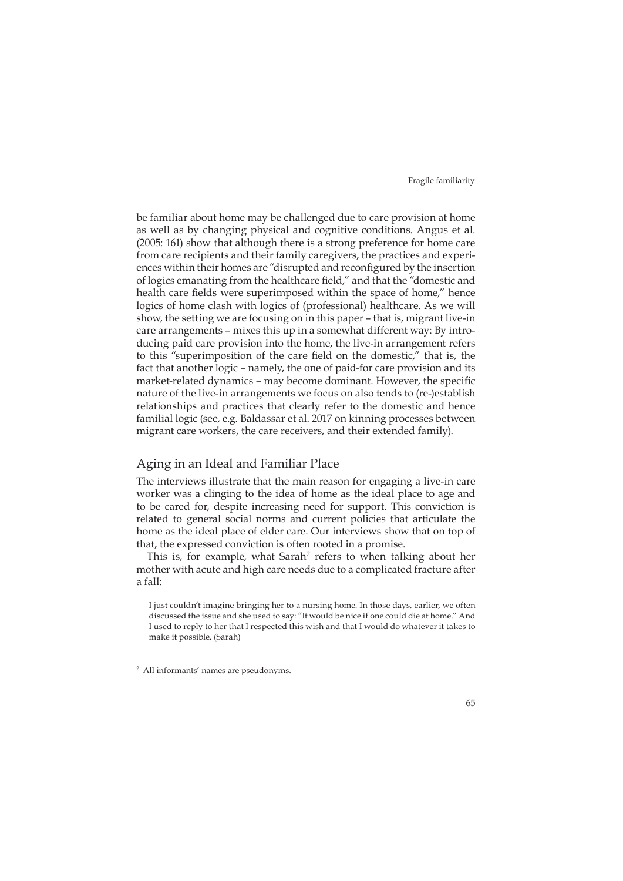be familiar about home may be challenged due to care provision at home as well as by changing physical and cognitive conditions. Angus et al. (2005: 161) show that although there is a strong preference for home care from care recipients and their family caregivers, the practices and experiences within their homes are "disrupted and reconfigured by the insertion of logics emanating from the healthcare field," and that the "domestic and health care fields were superimposed within the space of home," hence logics of home clash with logics of (professional) healthcare. As we will show, the setting we are focusing on in this paper – that is, migrant live-in care arrangements – mixes this up in a somewhat different way: By introducing paid care provision into the home, the live-in arrangement refers to this "superimposition of the care field on the domestic," that is, the fact that another logic – namely, the one of paid-for care provision and its market-related dynamics – may become dominant. However, the specific nature of the live-in arrangements we focus on also tends to (re-)establish relationships and practices that clearly refer to the domestic and hence familial logic (see, e.g. Baldassar et al. 2017 on kinning processes between migrant care workers, the care receivers, and their extended family).

## Aging in an Ideal and Familiar Place

The interviews illustrate that the main reason for engaging a live-in care worker was a clinging to the idea of home as the ideal place to age and to be cared for, despite increasing need for support. This conviction is related to general social norms and current policies that articulate the home as the ideal place of elder care. Our interviews show that on top of that, the expressed conviction is often rooted in a promise.

This is, for example, what Sarah[2] refers to when talking about her mother with acute and high care needs due to a complicated fracture after a fall:

> I just couldn't imagine bringing her to a nursing home. In those days, earlier, we often discussed the issue and she used to say: "It would be nice if one could die at home." And I used to reply to her that I respected this wish and that I would do whatever it takes to make it possible. (Sarah)

[2] All informants' names are pseudonyms.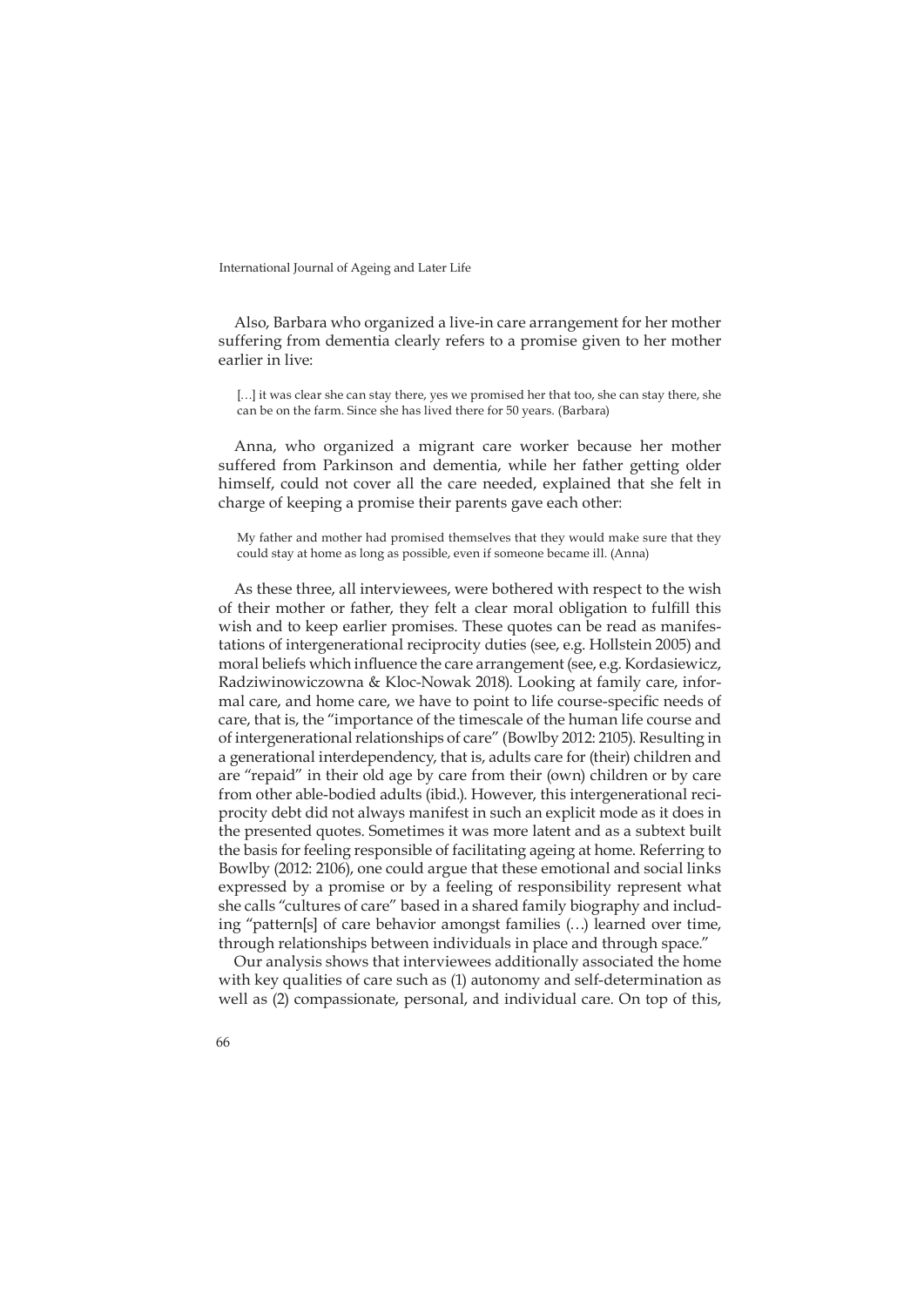Also, Barbara who organized a live-in care arrangement for her mother suffering from dementia clearly refers to a promise given to her mother earlier in live:

> […] it was clear she can stay there, yes we promised her that too, she can stay there, she can be on the farm. Since she has lived there for 50 years. (Barbara)

Anna, who organized a migrant care worker because her mother suffered from Parkinson and dementia, while her father getting older himself, could not cover all the care needed, explained that she felt in charge of keeping a promise their parents gave each other:

> My father and mother had promised themselves that they would make sure that they could stay at home as long as possible, even if someone became ill. (Anna)

As these three, all interviewees, were bothered with respect to the wish of their mother or father, they felt a clear moral obligation to fulfill this wish and to keep earlier promises. These quotes can be read as manifestations of intergenerational reciprocity duties (see, e.g. Hollstein 2005) and moral beliefs which influence the care arrangement (see, e.g. Kordasiewicz, Radziwinowiczowna & Kloc-Nowak 2018). Looking at family care, informal care, and home care, we have to point to life course-specific needs of care, that is, the "importance of the timescale of the human life course and of intergenerational relationships of care" (Bowlby 2012: 2105). Resulting in a generational interdependency, that is, adults care for (their) children and are "repaid" in their old age by care from their (own) children or by care from other able-bodied adults (ibid.). However, this intergenerational reciprocity debt did not always manifest in such an explicit mode as it does in the presented quotes. Sometimes it was more latent and as a subtext built the basis for feeling responsible of facilitating ageing at home. Referring to Bowlby (2012: 2106), one could argue that these emotional and social links expressed by a promise or by a feeling of responsibility represent what she calls "cultures of care" based in a shared family biography and including "pattern[s] of care behavior amongst families (…) learned over time, through relationships between individuals in place and through space."

Our analysis shows that interviewees additionally associated the home with key qualities of care such as (1) autonomy and self-determination as well as (2) compassionate, personal, and individual care. On top of this,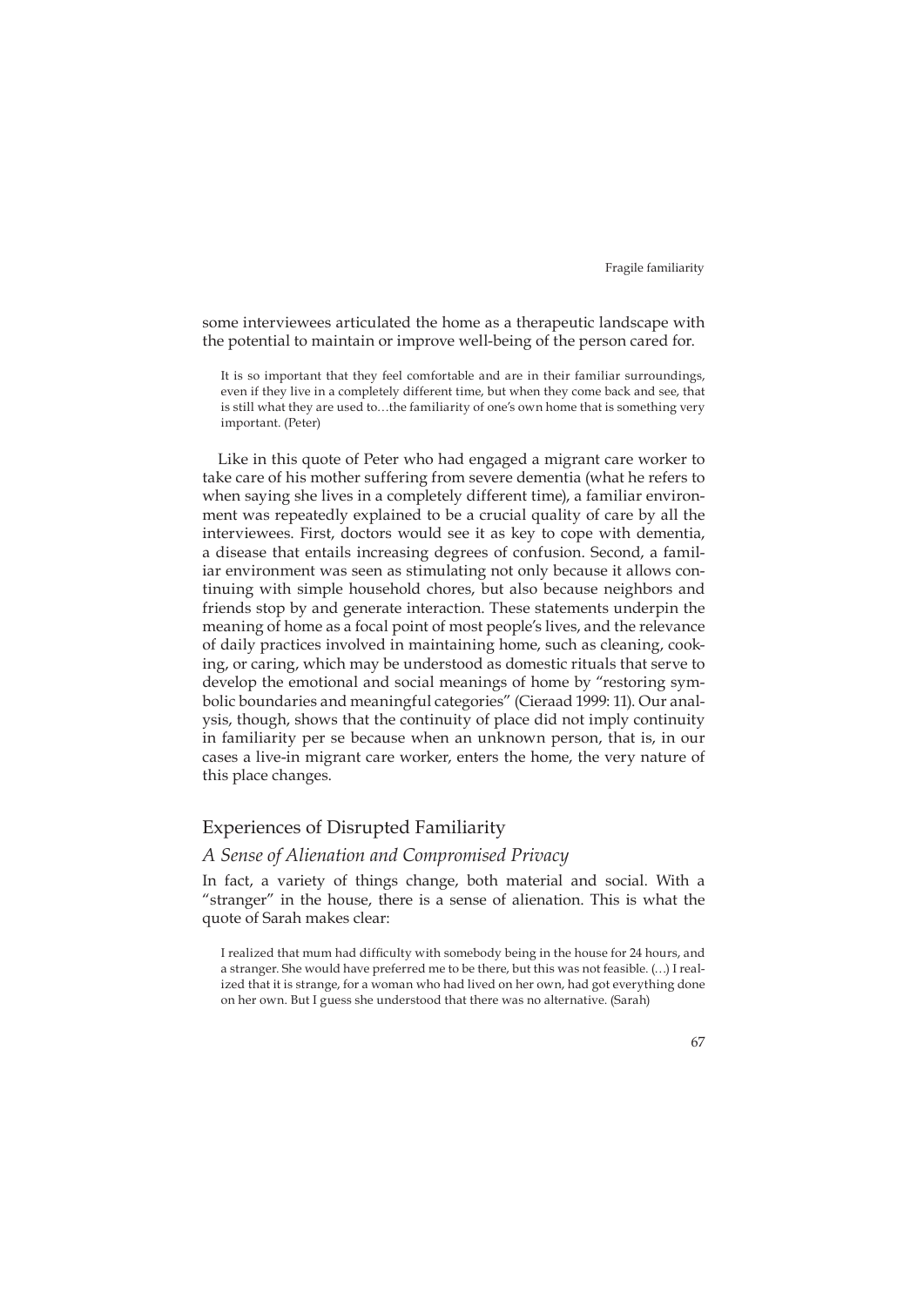some interviewees articulated the home as a therapeutic landscape with the potential to maintain or improve well-being of the person cared for.

> It is so important that they feel comfortable and are in their familiar surroundings, even if they live in a completely different time, but when they come back and see, that is still what they are used to…the familiarity of one's own home that is something very important. (Peter)

Like in this quote of Peter who had engaged a migrant care worker to take care of his mother suffering from severe dementia (what he refers to when saying she lives in a completely different time), a familiar environment was repeatedly explained to be a crucial quality of care by all the interviewees. First, doctors would see it as key to cope with dementia, a disease that entails increasing degrees of confusion. Second, a familiar environment was seen as stimulating not only because it allows continuing with simple household chores, but also because neighbors and friends stop by and generate interaction. These statements underpin the meaning of home as a focal point of most people's lives, and the relevance of daily practices involved in maintaining home, such as cleaning, cooking, or caring, which may be understood as domestic rituals that serve to develop the emotional and social meanings of home by "restoring symbolic boundaries and meaningful categories" (Cieraad 1999: 11). Our analysis, though, shows that the continuity of place did not imply continuity in familiarity per se because when an unknown person, that is, in our cases a live-in migrant care worker, enters the home, the very nature of this place changes.

## Experiences of Disrupted Familiarity

### *A Sense of Alienation and Compromised Privacy*

In fact, a variety of things change, both material and social. With a "stranger" in the house, there is a sense of alienation. This is what the quote of Sarah makes clear:

> I realized that mum had difficulty with somebody being in the house for 24 hours, and a stranger. She would have preferred me to be there, but this was not feasible. (…) I realized that it is strange, for a woman who had lived on her own, had got everything done on her own. But I guess she understood that there was no alternative. (Sarah)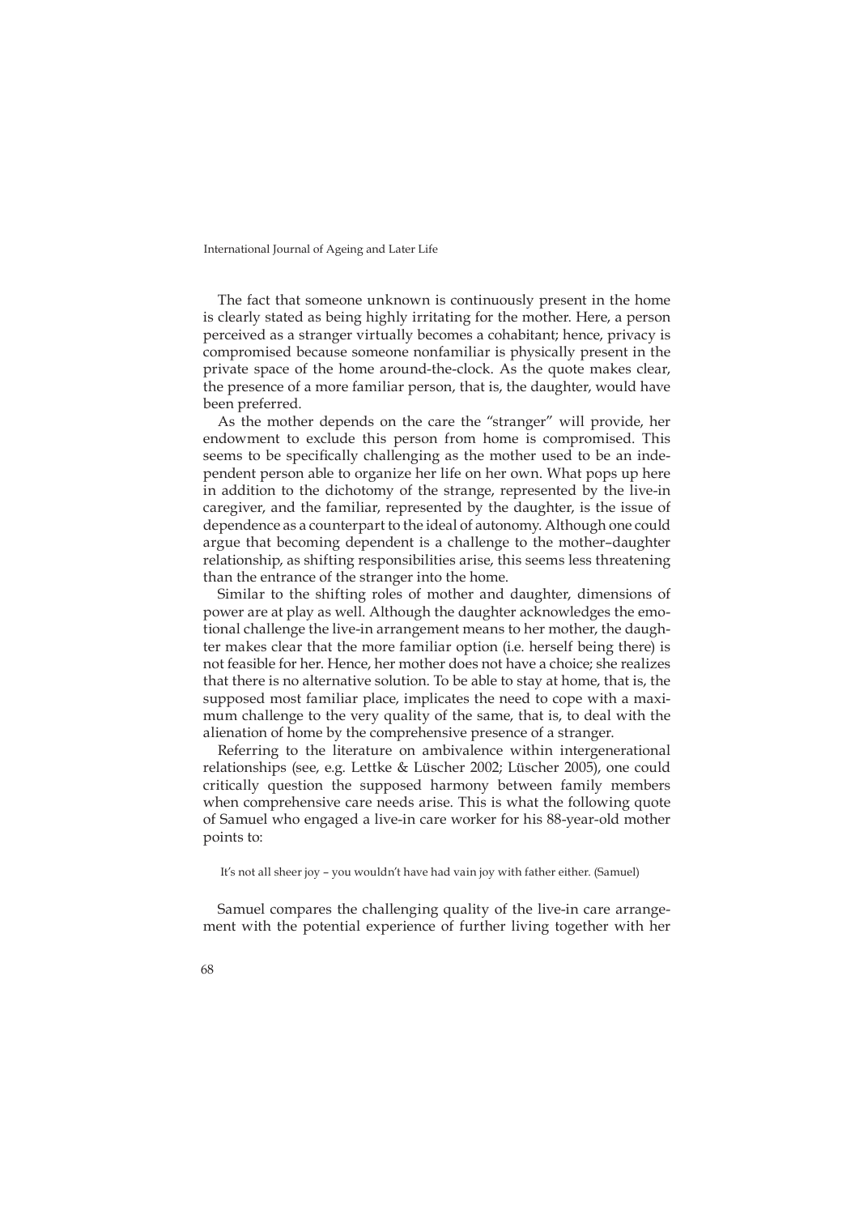The fact that someone unknown is continuously present in the home is clearly stated as being highly irritating for the mother. Here, a person perceived as a stranger virtually becomes a cohabitant; hence, privacy is compromised because someone nonfamiliar is physically present in the private space of the home around-the-clock. As the quote makes clear, the presence of a more familiar person, that is, the daughter, would have been preferred.

As the mother depends on the care the "stranger" will provide, her endowment to exclude this person from home is compromised. This seems to be specifically challenging as the mother used to be an independent person able to organize her life on her own. What pops up here in addition to the dichotomy of the strange, represented by the live-in caregiver, and the familiar, represented by the daughter, is the issue of dependence as a counterpart to the ideal of autonomy. Although one could argue that becoming dependent is a challenge to the mother–daughter relationship, as shifting responsibilities arise, this seems less threatening than the entrance of the stranger into the home.

Similar to the shifting roles of mother and daughter, dimensions of power are at play as well. Although the daughter acknowledges the emotional challenge the live-in arrangement means to her mother, the daughter makes clear that the more familiar option (i.e. herself being there) is not feasible for her. Hence, her mother does not have a choice; she realizes that there is no alternative solution. To be able to stay at home, that is, the supposed most familiar place, implicates the need to cope with a maximum challenge to the very quality of the same, that is, to deal with the alienation of home by the comprehensive presence of a stranger.

Referring to the literature on ambivalence within intergenerational relationships (see, e.g. Lettke & Lüscher 2002; Lüscher 2005), one could critically question the supposed harmony between family members when comprehensive care needs arise. This is what the following quote of Samuel who engaged a live-in care worker for his 88-year-old mother points to:

> It's not all sheer joy – you wouldn't have had vain joy with father either. (Samuel)

Samuel compares the challenging quality of the live-in care arrangement with the potential experience of further living together with her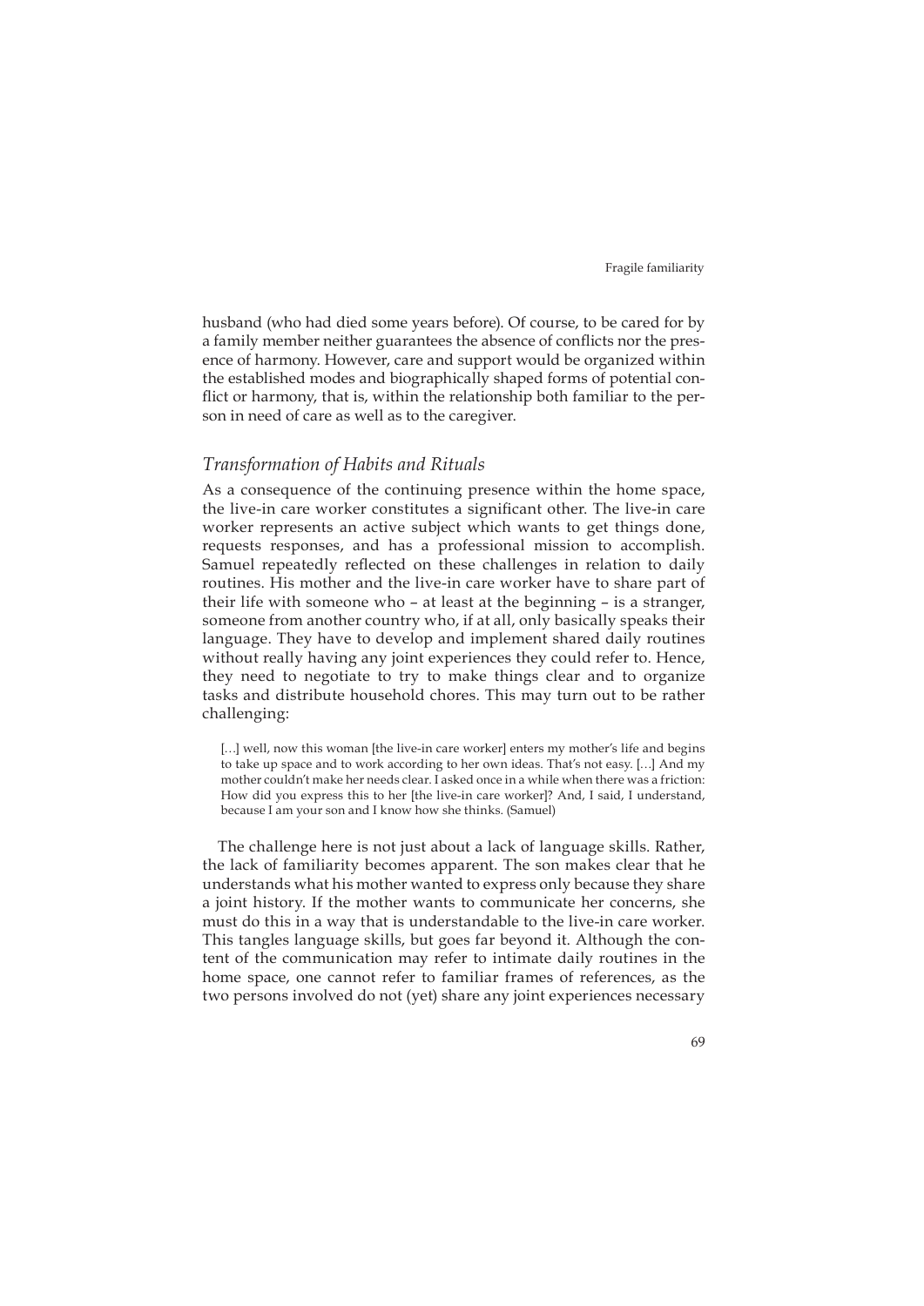husband (who had died some years before). Of course, to be cared for by a family member neither guarantees the absence of conflicts nor the presence of harmony. However, care and support would be organized within the established modes and biographically shaped forms of potential conflict or harmony, that is, within the relationship both familiar to the person in need of care as well as to the caregiver.

## *Transformation of Habits and Rituals*

As a consequence of the continuing presence within the home space, the live-in care worker constitutes a significant other. The live-in care worker represents an active subject which wants to get things done, requests responses, and has a professional mission to accomplish. Samuel repeatedly reflected on these challenges in relation to daily routines. His mother and the live-in care worker have to share part of their life with someone who – at least at the beginning – is a stranger, someone from another country who, if at all, only basically speaks their language. They have to develop and implement shared daily routines without really having any joint experiences they could refer to. Hence, they need to negotiate to try to make things clear and to organize tasks and distribute household chores. This may turn out to be rather challenging:

> […] well, now this woman [the live-in care worker] enters my mother's life and begins to take up space and to work according to her own ideas. That's not easy. […] And my mother couldn't make her needs clear. I asked once in a while when there was a friction: How did you express this to her [the live-in care worker]? And, I said, I understand, because I am your son and I know how she thinks. (Samuel)

The challenge here is not just about a lack of language skills. Rather, the lack of familiarity becomes apparent. The son makes clear that he understands what his mother wanted to express only because they share a joint history. If the mother wants to communicate her concerns, she must do this in a way that is understandable to the live-in care worker. This tangles language skills, but goes far beyond it. Although the content of the communication may refer to intimate daily routines in the home space, one cannot refer to familiar frames of references, as the two persons involved do not (yet) share any joint experiences necessary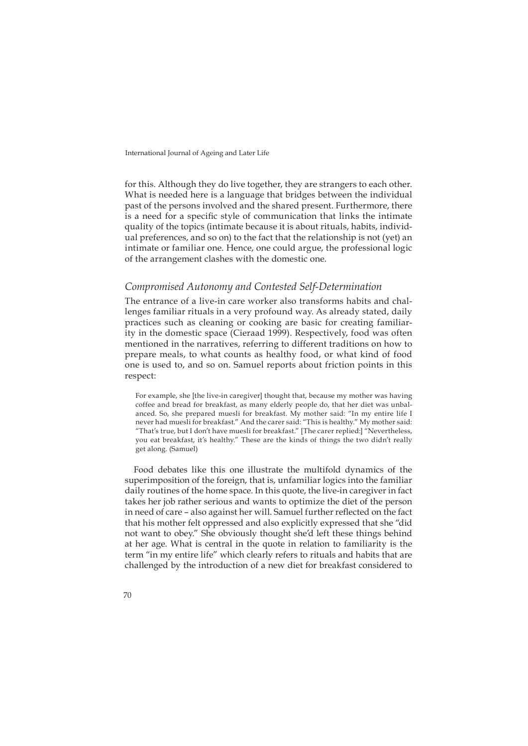for this. Although they do live together, they are strangers to each other. What is needed here is a language that bridges between the individual past of the persons involved and the shared present. Furthermore, there is a need for a specific style of communication that links the intimate quality of the topics (intimate because it is about rituals, habits, individual preferences, and so on) to the fact that the relationship is not (yet) an intimate or familiar one. Hence, one could argue, the professional logic of the arrangement clashes with the domestic one.

### *Compromised Autonomy and Contested Self-Determination*

The entrance of a live-in care worker also transforms habits and challenges familiar rituals in a very profound way. As already stated, daily practices such as cleaning or cooking are basic for creating familiarity in the domestic space (Cieraad 1999). Respectively, food was often mentioned in the narratives, referring to different traditions on how to prepare meals, to what counts as healthy food, or what kind of food one is used to, and so on. Samuel reports about friction points in this respect:

> For example, she [the live-in caregiver] thought that, because my mother was having coffee and bread for breakfast, as many elderly people do, that her diet was unbalanced. So, she prepared muesli for breakfast. My mother said: "In my entire life I never had muesli for breakfast." And the carer said: "This is healthy." My mother said: "That's true, but I don't have muesli for breakfast." [The carer replied:] "Nevertheless, you eat breakfast, it's healthy." These are the kinds of things the two didn't really get along. (Samuel)

Food debates like this one illustrate the multifold dynamics of the superimposition of the foreign, that is, unfamiliar logics into the familiar daily routines of the home space. In this quote, the live-in caregiver in fact takes her job rather serious and wants to optimize the diet of the person in need of care – also against her will. Samuel further reflected on the fact that his mother felt oppressed and also explicitly expressed that she "did not want to obey." She obviously thought she'd left these things behind at her age. What is central in the quote in relation to familiarity is the term "in my entire life" which clearly refers to rituals and habits that are challenged by the introduction of a new diet for breakfast considered to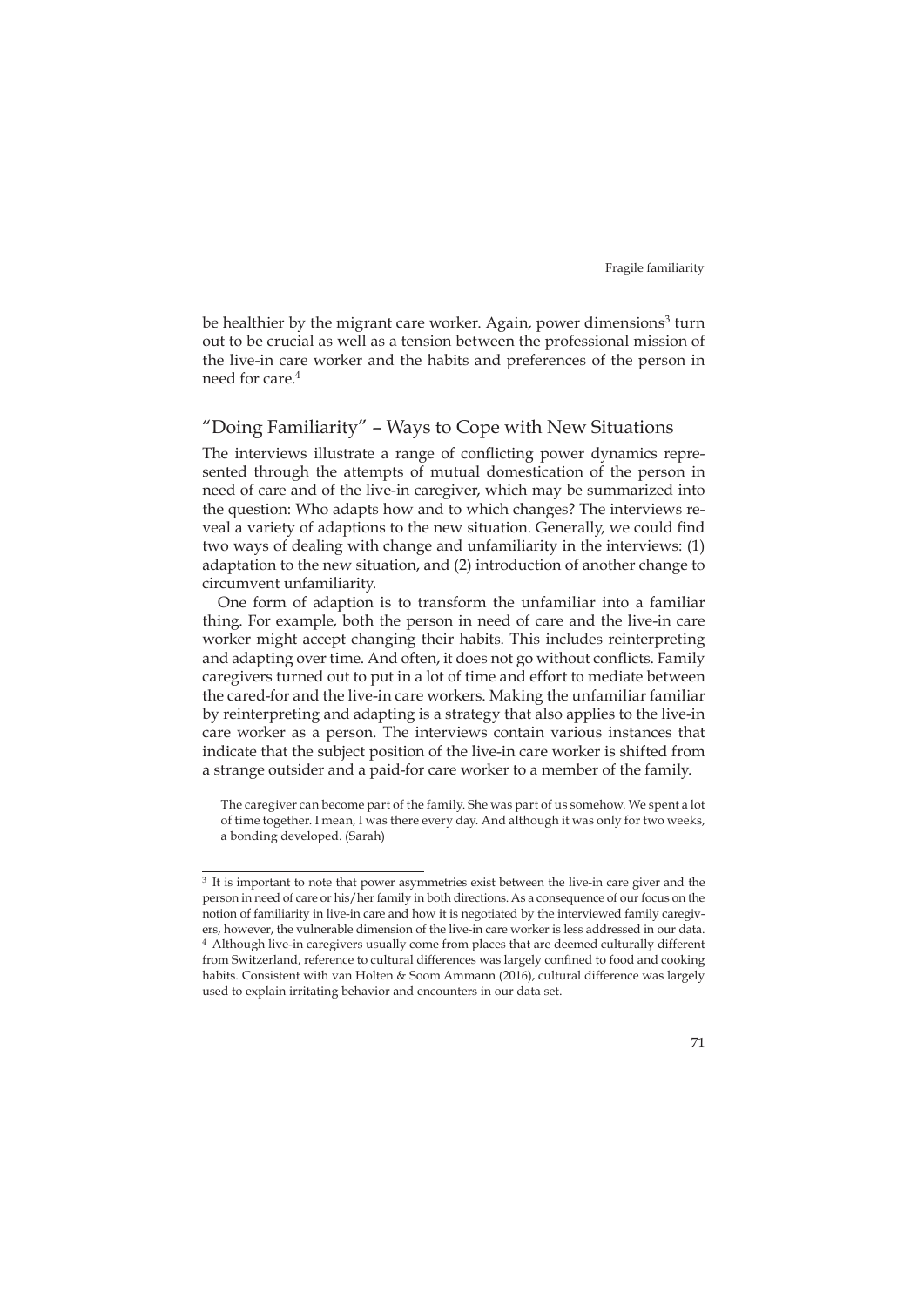be healthier by the migrant care worker. Again, power dimensions[3] turn out to be crucial as well as a tension between the professional mission of the live-in care worker and the habits and preferences of the person in need for care.[4]

## "Doing Familiarity" – Ways to Cope with New Situations

The interviews illustrate a range of conflicting power dynamics represented through the attempts of mutual domestication of the person in need of care and of the live-in caregiver, which may be summarized into the question: Who adapts how and to which changes? The interviews reveal a variety of adaptions to the new situation. Generally, we could find two ways of dealing with change and unfamiliarity in the interviews: (1) adaptation to the new situation, and (2) introduction of another change to circumvent unfamiliarity.

One form of adaption is to transform the unfamiliar into a familiar thing. For example, both the person in need of care and the live-in care worker might accept changing their habits. This includes reinterpreting and adapting over time. And often, it does not go without conflicts. Family caregivers turned out to put in a lot of time and effort to mediate between the cared-for and the live-in care workers. Making the unfamiliar familiar by reinterpreting and adapting is a strategy that also applies to the live-in care worker as a person. The interviews contain various instances that indicate that the subject position of the live-in care worker is shifted from a strange outsider and a paid-for care worker to a member of the family.

> The caregiver can become part of the family. She was part of us somehow. We spent a lot of time together. I mean, I was there every day. And although it was only for two weeks, a bonding developed. (Sarah)

---

[3] It is important to note that power asymmetries exist between the live-in care giver and the person in need of care or his/her family in both directions. As a consequence of our focus on the notion of familiarity in live-in care and how it is negotiated by the interviewed family caregivers, however, the vulnerable dimension of the live-in care worker is less addressed in our data.

[4] Although live-in caregivers usually come from places that are deemed culturally different from Switzerland, reference to cultural differences was largely confined to food and cooking habits. Consistent with van Holten & Soom Ammann (2016), cultural difference was largely used to explain irritating behavior and encounters in our data set.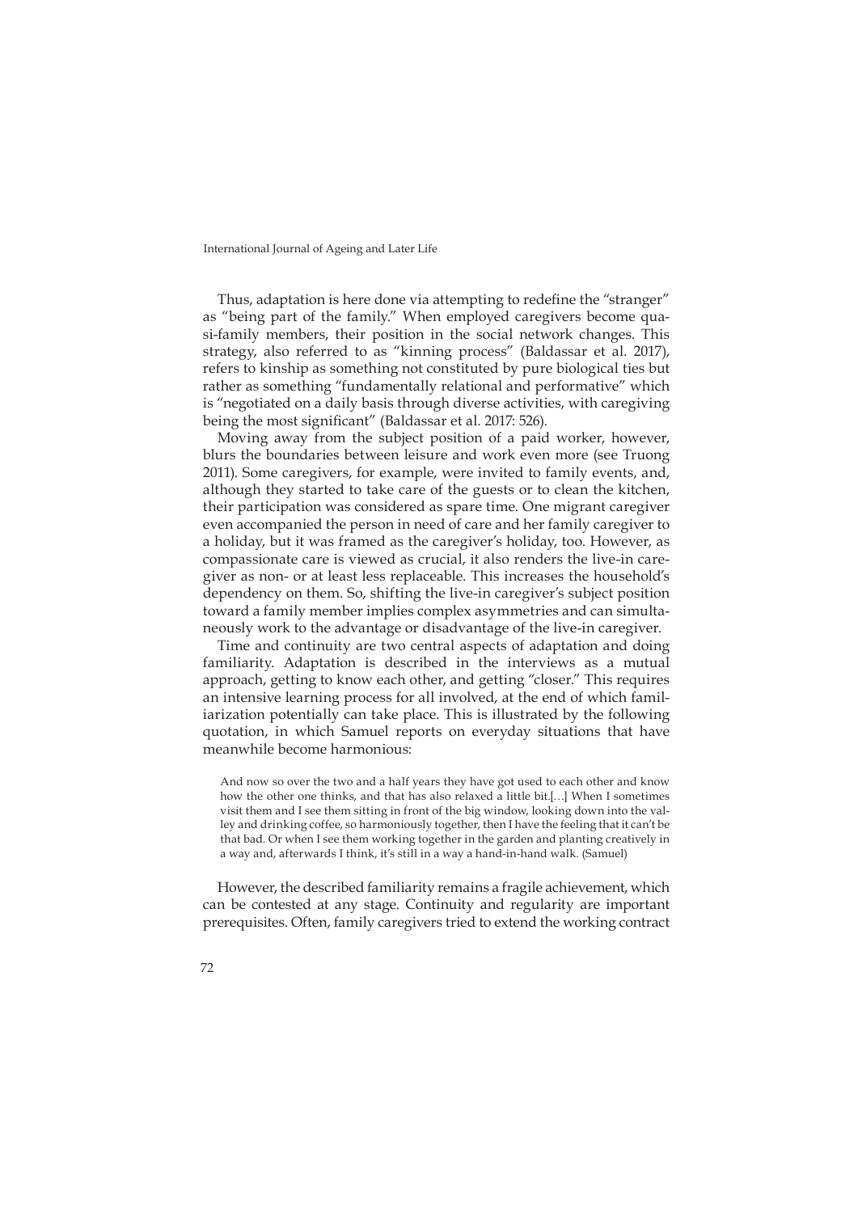Thus, adaptation is here done via attempting to redefine the "stranger" as "being part of the family." When employed caregivers become quasi-family members, their position in the social network changes. This strategy, also referred to as "kinning process" (Baldassar et al. 2017), refers to kinship as something not constituted by pure biological ties but rather as something "fundamentally relational and performative" which is "negotiated on a daily basis through diverse activities, with caregiving being the most significant" (Baldassar et al. 2017: 526).

Moving away from the subject position of a paid worker, however, blurs the boundaries between leisure and work even more (see Truong 2011). Some caregivers, for example, were invited to family events, and, although they started to take care of the guests or to clean the kitchen, their participation was considered as spare time. One migrant caregiver even accompanied the person in need of care and her family caregiver to a holiday, but it was framed as the caregiver's holiday, too. However, as compassionate care is viewed as crucial, it also renders the live-in caregiver as non- or at least less replaceable. This increases the household's dependency on them. So, shifting the live-in caregiver's subject position toward a family member implies complex asymmetries and can simultaneously work to the advantage or disadvantage of the live-in caregiver.

Time and continuity are two central aspects of adaptation and doing familiarity. Adaptation is described in the interviews as a mutual approach, getting to know each other, and getting "closer." This requires an intensive learning process for all involved, at the end of which familiarization potentially can take place. This is illustrated by the following quotation, in which Samuel reports on everyday situations that have meanwhile become harmonious:

> And now so over the two and a half years they have got used to each other and know how the other one thinks, and that has also relaxed a little bit.[…] When I sometimes visit them and I see them sitting in front of the big window, looking down into the valley and drinking coffee, so harmoniously together, then I have the feeling that it can't be that bad. Or when I see them working together in the garden and planting creatively in a way and, afterwards I think, it's still in a way a hand-in-hand walk. (Samuel)

However, the described familiarity remains a fragile achievement, which can be contested at any stage. Continuity and regularity are important prerequisites. Often, family caregivers tried to extend the working contract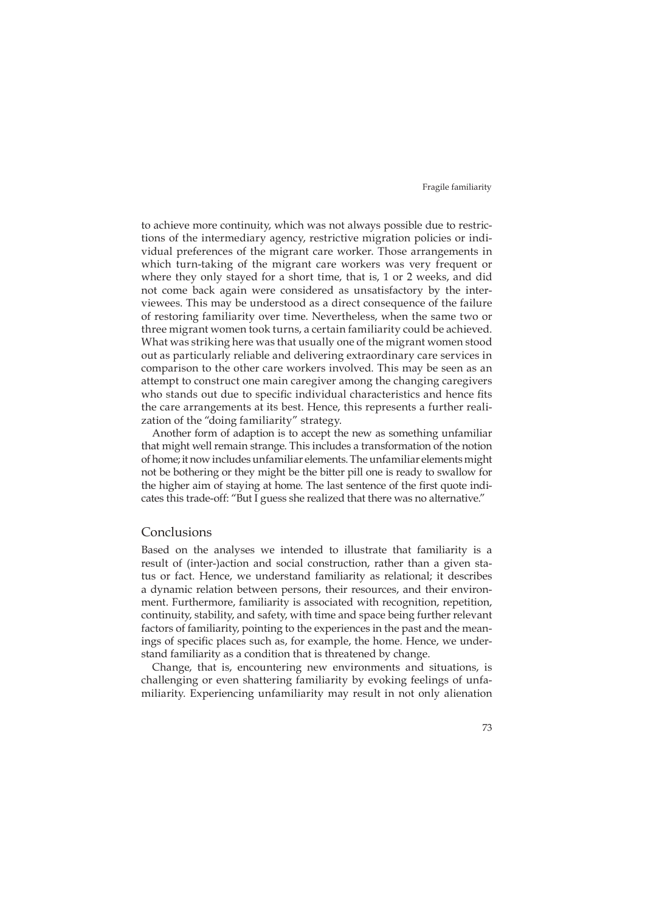to achieve more continuity, which was not always possible due to restrictions of the intermediary agency, restrictive migration policies or individual preferences of the migrant care worker. Those arrangements in which turn-taking of the migrant care workers was very frequent or where they only stayed for a short time, that is, 1 or 2 weeks, and did not come back again were considered as unsatisfactory by the interviewees. This may be understood as a direct consequence of the failure of restoring familiarity over time. Nevertheless, when the same two or three migrant women took turns, a certain familiarity could be achieved. What was striking here was that usually one of the migrant women stood out as particularly reliable and delivering extraordinary care services in comparison to the other care workers involved. This may be seen as an attempt to construct one main caregiver among the changing caregivers who stands out due to specific individual characteristics and hence fits the care arrangements at its best. Hence, this represents a further realization of the "doing familiarity" strategy.

Another form of adaption is to accept the new as something unfamiliar that might well remain strange. This includes a transformation of the notion of home; it now includes unfamiliar elements. The unfamiliar elements might not be bothering or they might be the bitter pill one is ready to swallow for the higher aim of staying at home. The last sentence of the first quote indicates this trade-off: "But I guess she realized that there was no alternative."

## Conclusions

Based on the analyses we intended to illustrate that familiarity is a result of (inter-)action and social construction, rather than a given status or fact. Hence, we understand familiarity as relational; it describes a dynamic relation between persons, their resources, and their environment. Furthermore, familiarity is associated with recognition, repetition, continuity, stability, and safety, with time and space being further relevant factors of familiarity, pointing to the experiences in the past and the meanings of specific places such as, for example, the home. Hence, we understand familiarity as a condition that is threatened by change.

Change, that is, encountering new environments and situations, is challenging or even shattering familiarity by evoking feelings of unfamiliarity. Experiencing unfamiliarity may result in not only alienation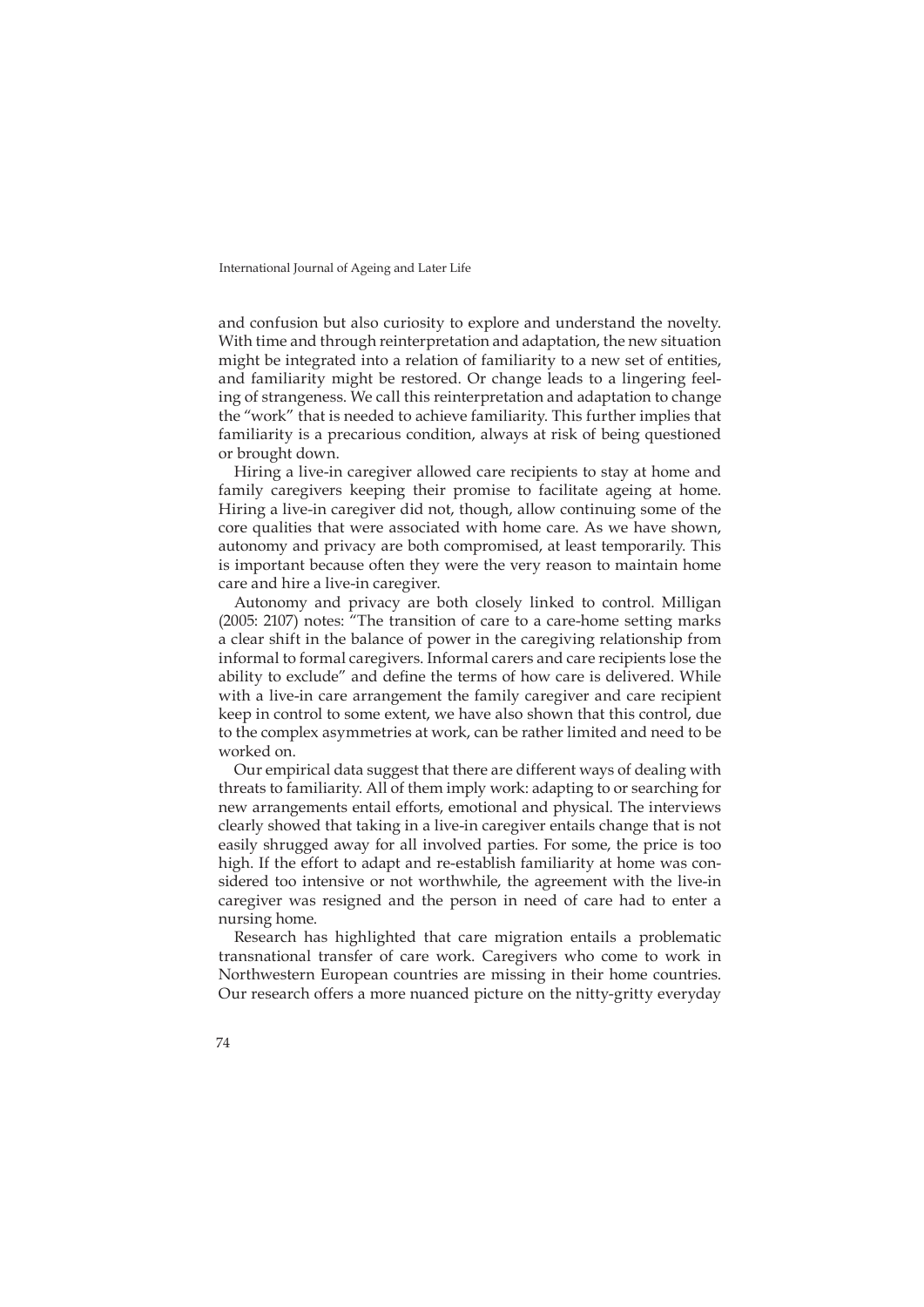and confusion but also curiosity to explore and understand the novelty. With time and through reinterpretation and adaptation, the new situation might be integrated into a relation of familiarity to a new set of entities, and familiarity might be restored. Or change leads to a lingering feeling of strangeness. We call this reinterpretation and adaptation to change the "work" that is needed to achieve familiarity. This further implies that familiarity is a precarious condition, always at risk of being questioned or brought down.

Hiring a live-in caregiver allowed care recipients to stay at home and family caregivers keeping their promise to facilitate ageing at home. Hiring a live-in caregiver did not, though, allow continuing some of the core qualities that were associated with home care. As we have shown, autonomy and privacy are both compromised, at least temporarily. This is important because often they were the very reason to maintain home care and hire a live-in caregiver.

Autonomy and privacy are both closely linked to control. Milligan (2005: 2107) notes: "The transition of care to a care-home setting marks a clear shift in the balance of power in the caregiving relationship from informal to formal caregivers. Informal carers and care recipients lose the ability to exclude" and define the terms of how care is delivered. While with a live-in care arrangement the family caregiver and care recipient keep in control to some extent, we have also shown that this control, due to the complex asymmetries at work, can be rather limited and need to be worked on.

Our empirical data suggest that there are different ways of dealing with threats to familiarity. All of them imply work: adapting to or searching for new arrangements entail efforts, emotional and physical. The interviews clearly showed that taking in a live-in caregiver entails change that is not easily shrugged away for all involved parties. For some, the price is too high. If the effort to adapt and re-establish familiarity at home was considered too intensive or not worthwhile, the agreement with the live-in caregiver was resigned and the person in need of care had to enter a nursing home.

Research has highlighted that care migration entails a problematic transnational transfer of care work. Caregivers who come to work in Northwestern European countries are missing in their home countries. Our research offers a more nuanced picture on the nitty-gritty everyday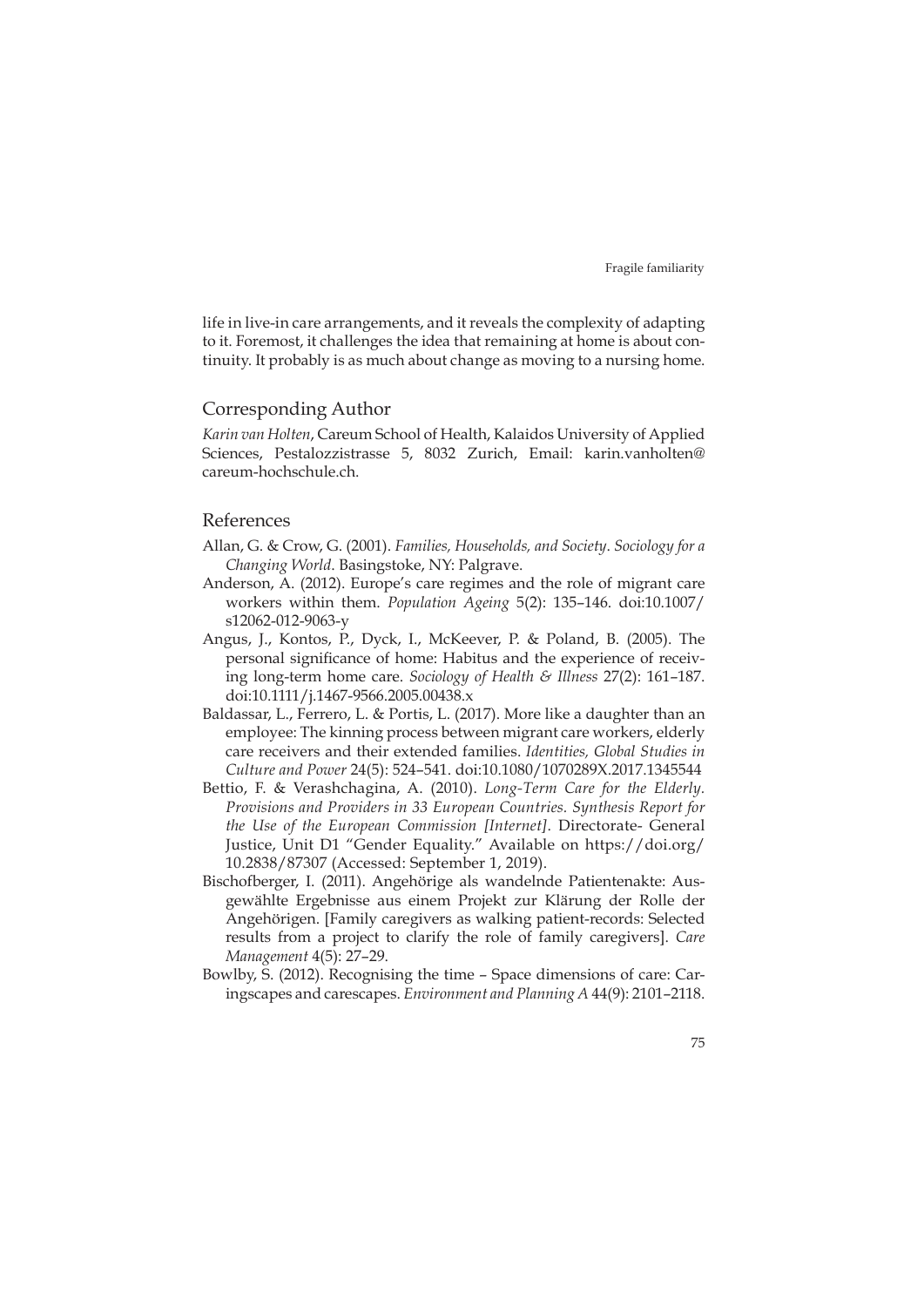life in live-in care arrangements, and it reveals the complexity of adapting to it. Foremost, it challenges the idea that remaining at home is about continuity. It probably is as much about change as moving to a nursing home.

## Corresponding Author

*Karin van Holten*, Careum School of Health, Kalaidos University of Applied Sciences, Pestalozzistrasse 5, 8032 Zurich, Email: karin.vanholten@careum-hochschule.ch.

## References

Allan, G. & Crow, G. (2001). *Families, Households, and Society. Sociology for a Changing World*. Basingstoke, NY: Palgrave.

Anderson, A. (2012). Europe's care regimes and the role of migrant care workers within them. *Population Ageing* 5(2): 135–146. doi:10.1007/s12062-012-9063-y

Angus, J., Kontos, P., Dyck, I., McKeever, P. & Poland, B. (2005). The personal significance of home: Habitus and the experience of receiving long-term home care. *Sociology of Health & Illness* 27(2): 161–187. doi:10.1111/j.1467-9566.2005.00438.x

Baldassar, L., Ferrero, L. & Portis, L. (2017). More like a daughter than an employee: The kinning process between migrant care workers, elderly care receivers and their extended families. *Identities, Global Studies in Culture and Power* 24(5): 524–541. doi:10.1080/1070289X.2017.1345544

Bettio, F. & Verashchagina, A. (2010). *Long-Term Care for the Elderly. Provisions and Providers in 33 European Countries. Synthesis Report for the Use of the European Commission [Internet]*. Directorate- General Justice, Unit D1 "Gender Equality." Available on https://doi.org/10.2838/87307 (Accessed: September 1, 2019).

Bischofberger, I. (2011). Angehörige als wandelnde Patientenakte: Ausgewählte Ergebnisse aus einem Projekt zur Klärung der Rolle der Angehörigen. [Family caregivers as walking patient-records: Selected results from a project to clarify the role of family caregivers]. *Care Management* 4(5): 27–29.

Bowlby, S. (2012). Recognising the time – Space dimensions of care: Caringscapes and carescapes. *Environment and Planning A* 44(9): 2101–2118.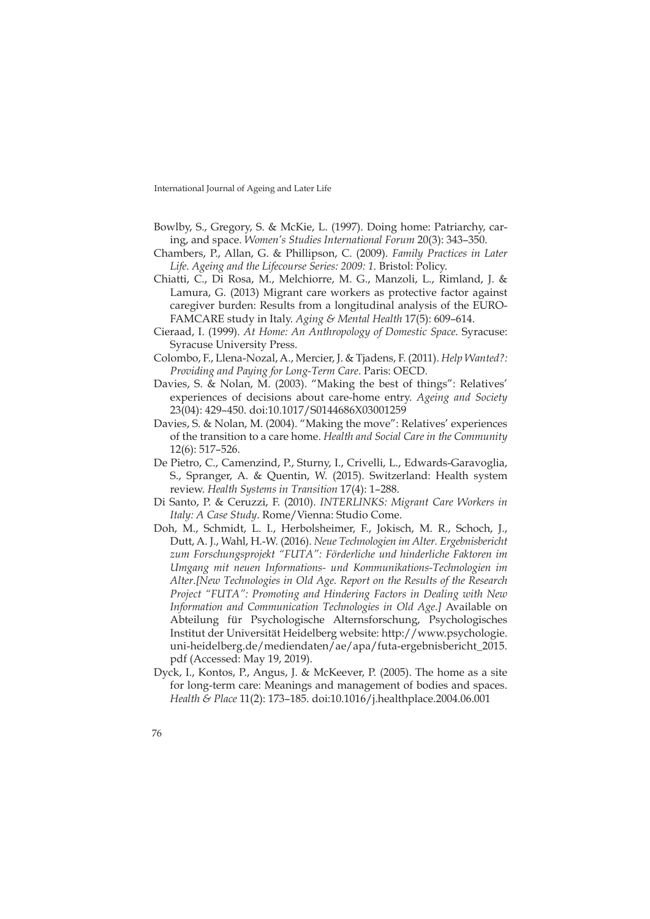Bowlby, S., Gregory, S. & McKie, L. (1997). Doing home: Patriarchy, caring, and space. *Women's Studies International Forum* 20(3): 343–350.

Chambers, P., Allan, G. & Phillipson, C. (2009). *Family Practices in Later Life. Ageing and the Lifecourse Series: 2009: 1*. Bristol: Policy.

Chiatti, C., Di Rosa, M., Melchiorre, M. G., Manzoli, L., Rimland, J. & Lamura, G. (2013) Migrant care workers as protective factor against caregiver burden: Results from a longitudinal analysis of the EUROFAMCARE study in Italy. *Aging & Mental Health* 17(5): 609–614.

Cieraad, I. (1999). *At Home: An Anthropology of Domestic Space*. Syracuse: Syracuse University Press.

Colombo, F., Llena-Nozal, A., Mercier, J. & Tjadens, F. (2011). *Help Wanted?: Providing and Paying for Long-Term Care*. Paris: OECD.

Davies, S. & Nolan, M. (2003). "Making the best of things": Relatives' experiences of decisions about care-home entry. *Ageing and Society* 23(04): 429–450. doi:10.1017/S0144686X03001259

Davies, S. & Nolan, M. (2004). "Making the move": Relatives' experiences of the transition to a care home. *Health and Social Care in the Community* 12(6): 517–526.

De Pietro, C., Camenzind, P., Sturny, I., Crivelli, L., Edwards-Garavoglia, S., Spranger, A. & Quentin, W. (2015). Switzerland: Health system review. *Health Systems in Transition* 17(4): 1–288.

Di Santo, P. & Ceruzzi, F. (2010). *INTERLINKS: Migrant Care Workers in Italy: A Case Study*. Rome/Vienna: Studio Come.

Doh, M., Schmidt, L. I., Herbolsheimer, F., Jokisch, M. R., Schoch, J., Dutt, A. J., Wahl, H.-W. (2016). *Neue Technologien im Alter. Ergebnisbericht zum Forschungsprojekt "FUTA": Förderliche und hinderliche Faktoren im Umgang mit neuen Informations- und Kommunikations-Technologien im Alter.[New Technologies in Old Age. Report on the Results of the Research Project "FUTA": Promoting and Hindering Factors in Dealing with New Information and Communication Technologies in Old Age.]* Available on Abteilung für Psychologische Alternsforschung, Psychologisches Institut der Universität Heidelberg website: http://www.psychologie.uni-heidelberg.de/mediendaten/ae/apa/futa-ergebnisbericht_2015.pdf (Accessed: May 19, 2019).

Dyck, I., Kontos, P., Angus, J. & McKeever, P. (2005). The home as a site for long-term care: Meanings and management of bodies and spaces. *Health & Place* 11(2): 173–185. doi:10.1016/j.healthplace.2004.06.001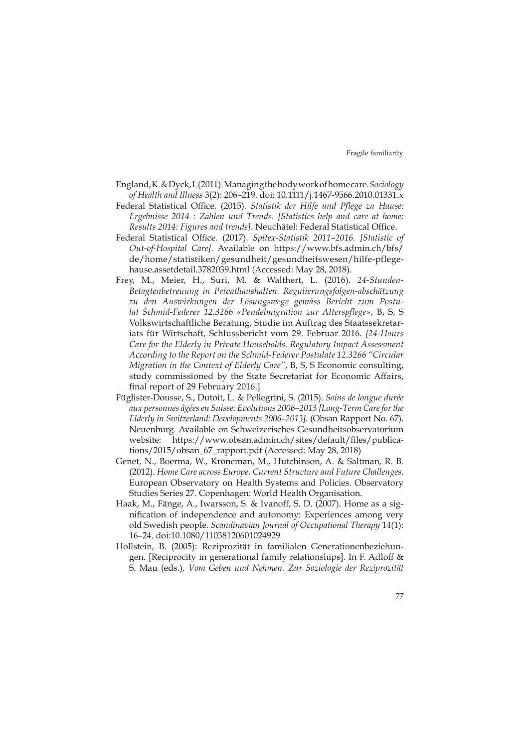England, K. & Dyck, I. (2011). Managing the body work of home care. *Sociology of Health and Illness* 3(2): 206–219. doi: 10.1111/j.1467-9566.2010.01331.x

Federal Statistical Office. (2015). *Statistik der Hilfe und Pflege zu Hause: Ergebnisse 2014 : Zahlen und Trends. [Statistics help and care at home: Results 2014: Figures and trends].* Neuchâtel: Federal Statistical Office.

Federal Statistical Office. (2017). *Spitex-Statistik 2011–2016. [Statistic of Out-of-Hospital Care].* Available on https://www.bfs.admin.ch/bfs/de/home/statistiken/gesundheit/gesundheitswesen/hilfe-pflege-hause.assetdetail.3782039.html (Accessed: May 28, 2018).

Frey, M., Meier, H., Suri, M. & Walthert, L. (2016). *24-Stunden-Betagtenbetreuung in Privathaushalten. Regulierungsfolgen-abschätzung zu den Auswirkungen der Lösungswege gemäss Bericht zum Postulat Schmid-Federer 12.3266 «Pendelmigration zur Alterspflege»*, B, S, S Volkswirtschaftliche Beratung, Studie im Auftrag des Staatssekretariats für Wirtschaft, Schlussbericht vom 29. Februar 2016. *[24-Hours Care for the Elderly in Private Households. Regulatory Impact Assessment According to the Report on the Schmid-Federer Postulate 12.3266 "Circular Migration in the Context of Elderly Care"*, B, S, S Economic consulting, study commissioned by the State Secretariat for Economic Affairs, final report of 29 February 2016.]

Füglister-Dousse, S., Dutoit, L. & Pellegrini, S. (2015). *Soins de longue durée aux personnes âgées en Suisse: Evolutions 2006–2013 [Long-Term Care for the Elderly in Switzerland: Developments 2006–2013].* (Obsan Rapport No. 67). Neuenburg. Available on Schweizerisches Gesundheitsobservatorium website: https://www.obsan.admin.ch/sites/default/files/publications/2015/obsan_67_rapport.pdf (Accessed: May 28, 2018)

Genet, N., Boerma, W., Kroneman, M., Hutchinson, A. & Saltman, R. B. (2012). *Home Care across Europe. Current Structure and Future Challenges*. European Observatory on Health Systems and Policies. Observatory Studies Series 27. Copenhagen: World Health Organisation.

Haak, M., Fänge, A., Iwarsson, S. & Ivanoff, S. D. (2007). Home as a signification of independence and autonomy: Experiences among very old Swedish people. *Scandinavian Journal of Occupational Therapy* 14(1): 16–24. doi:10.1080/11038120601024929

Hollstein, B. (2005): Reziprozität in familialen Generationenbeziehungen. [Reciprocity in generational family relationships]. In F. Adloff & S. Mau (eds.), *Vom Geben und Nehmen. Zur Soziologie der Reziprozität*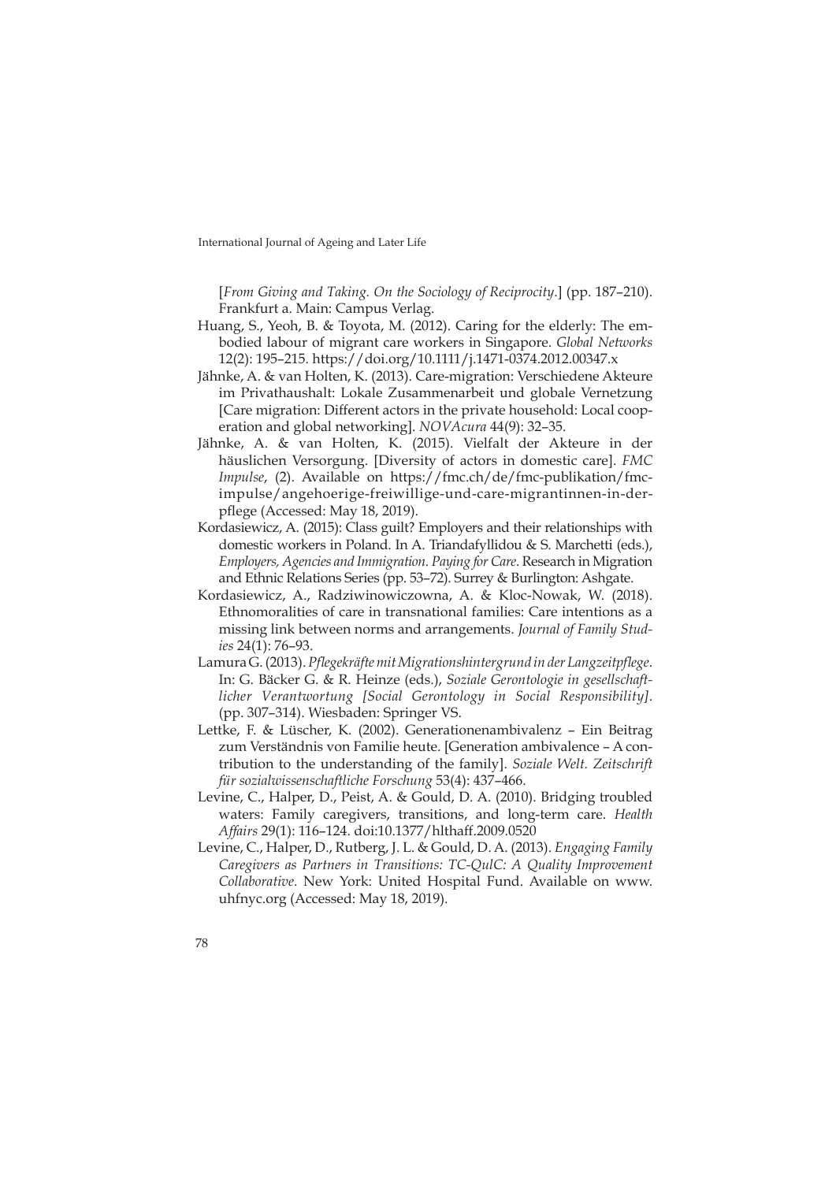[*From Giving and Taking. On the Sociology of Reciprocity*.] (pp. 187–210). Frankfurt a. Main: Campus Verlag.

Huang, S., Yeoh, B. & Toyota, M. (2012). Caring for the elderly: The embodied labour of migrant care workers in Singapore. *Global Networks* 12(2): 195–215. https://doi.org/10.1111/j.1471-0374.2012.00347.x

Jähnke, A. & van Holten, K. (2013). Care-migration: Verschiedene Akteure im Privathaushalt: Lokale Zusammenarbeit und globale Vernetzung [Care migration: Different actors in the private household: Local cooperation and global networking]. *NOVAcura* 44(9): 32–35.

Jähnke, A. & van Holten, K. (2015). Vielfalt der Akteure in der häuslichen Versorgung. [Diversity of actors in domestic care]. *FMC Impulse*, (2). Available on https://fmc.ch/de/fmc-publikation/fmc-impulse/angehoerige-freiwillige-und-care-migrantinnen-in-der-pflege (Accessed: May 18, 2019).

Kordasiewicz, A. (2015): Class guilt? Employers and their relationships with domestic workers in Poland. In A. Triandafyllidou & S. Marchetti (eds.), *Employers, Agencies and Immigration. Paying for Care*. Research in Migration and Ethnic Relations Series (pp. 53–72). Surrey & Burlington: Ashgate.

Kordasiewicz, A., Radziwinowiczowna, A. & Kloc-Nowak, W. (2018). Ethnomoralities of care in transnational families: Care intentions as a missing link between norms and arrangements. *Journal of Family Studies* 24(1): 76–93.

Lamura G. (2013). *Pflegekräfte mit Migrationshintergrund in der Langzeitpflege*. In: G. Bäcker G. & R. Heinze (eds.), *Soziale Gerontologie in gesellschaftlicher Verantwortung [Social Gerontology in Social Responsibility]*. (pp. 307–314). Wiesbaden: Springer VS.

Lettke, F. & Lüscher, K. (2002). Generationenambivalenz – Ein Beitrag zum Verständnis von Familie heute. [Generation ambivalence – A contribution to the understanding of the family]. *Soziale Welt. Zeitschrift für sozialwissenschaftliche Forschung* 53(4): 437–466.

Levine, C., Halper, D., Peist, A. & Gould, D. A. (2010). Bridging troubled waters: Family caregivers, transitions, and long-term care. *Health Affairs* 29(1): 116–124. doi:10.1377/hlthaff.2009.0520

Levine, C., Halper, D., Rutberg, J. L. & Gould, D. A. (2013). *Engaging Family Caregivers as Partners in Transitions: TC-QulC: A Quality Improvement Collaborative*. New York: United Hospital Fund. Available on www.uhfnyc.org (Accessed: May 18, 2019).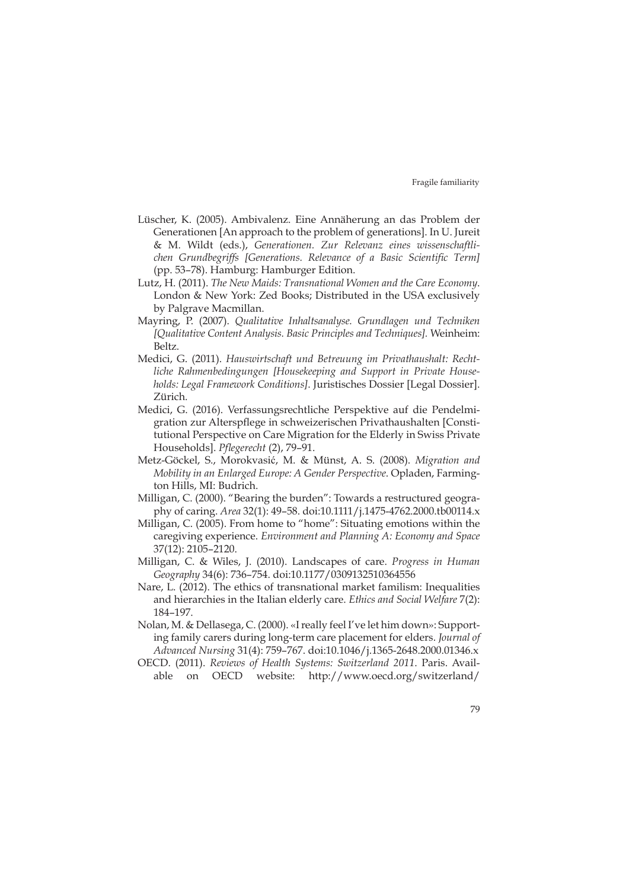Lüscher, K. (2005). Ambivalenz. Eine Annäherung an das Problem der Generationen [An approach to the problem of generations]. In U. Jureit & M. Wildt (eds.), *Generationen. Zur Relevanz eines wissenschaftlichen Grundbegriffs [Generations. Relevance of a Basic Scientific Term]* (pp. 53–78). Hamburg: Hamburger Edition.

Lutz, H. (2011). *The New Maids: Transnational Women and the Care Economy*. London & New York: Zed Books; Distributed in the USA exclusively by Palgrave Macmillan.

Mayring, P. (2007). *Qualitative Inhaltsanalyse. Grundlagen und Techniken [Qualitative Content Analysis. Basic Principles and Techniques]*. Weinheim: Beltz.

Medici, G. (2011). *Hauswirtschaft und Betreuung im Privathaushalt: Rechtliche Rahmenbedingungen [Housekeeping and Support in Private Households: Legal Framework Conditions]*. Juristisches Dossier [Legal Dossier]. Zürich.

Medici, G. (2016). Verfassungsrechtliche Perspektive auf die Pendelmigration zur Alterspflege in schweizerischen Privathaushalten [Constitutional Perspective on Care Migration for the Elderly in Swiss Private Households]. *Pflegerecht* (2), 79–91.

Metz-Göckel, S., Morokvasić, M. & Münst, A. S. (2008). *Migration and Mobility in an Enlarged Europe: A Gender Perspective*. Opladen, Farmington Hills, MI: Budrich.

Milligan, C. (2000). "Bearing the burden": Towards a restructured geography of caring. *Area* 32(1): 49–58. doi:10.1111/j.1475-4762.2000.tb00114.x

Milligan, C. (2005). From home to "home": Situating emotions within the caregiving experience. *Environment and Planning A: Economy and Space* 37(12): 2105–2120.

Milligan, C. & Wiles, J. (2010). Landscapes of care. *Progress in Human Geography* 34(6): 736–754. doi:10.1177/0309132510364556

Nare, L. (2012). The ethics of transnational market familism: Inequalities and hierarchies in the Italian elderly care. *Ethics and Social Welfare* 7(2): 184–197.

Nolan, M. & Dellasega, C. (2000). «I really feel I've let him down»: Supporting family carers during long-term care placement for elders. *Journal of Advanced Nursing* 31(4): 759–767. doi:10.1046/j.1365-2648.2000.01346.x

OECD. (2011). *Reviews of Health Systems: Switzerland 2011*. Paris. Available on OECD website: http://www.oecd.org/switzerland/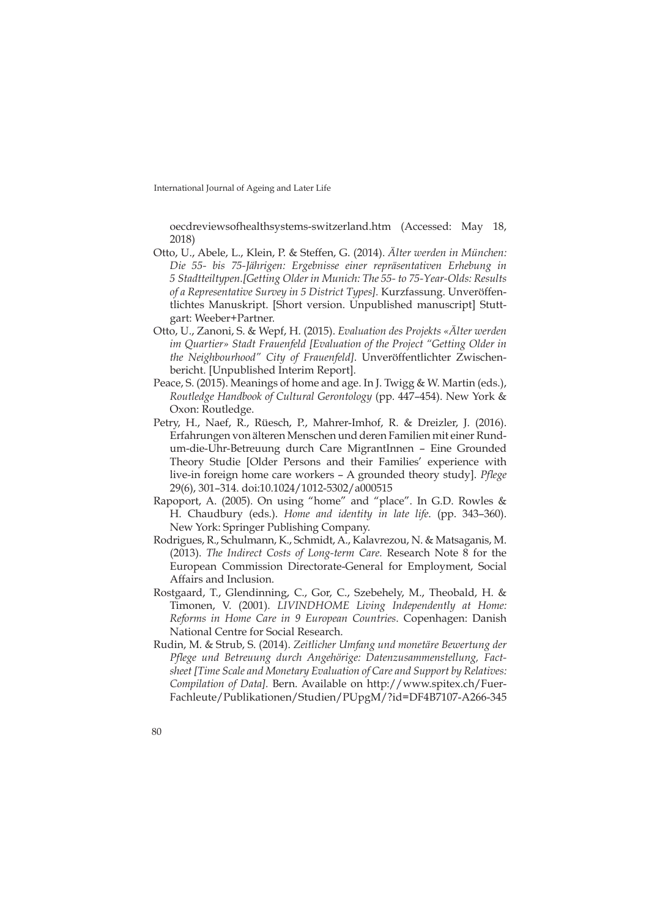oecdreviewsofhealthsystems-switzerland.htm (Accessed: May 18, 2018)

Otto, U., Abele, L., Klein, P. & Steffen, G. (2014). *Älter werden in München: Die 55- bis 75-Jährigen: Ergebnisse einer repräsentativen Erhebung in 5 Stadtteiltypen.[Getting Older in Munich: The 55- to 75-Year-Olds: Results of a Representative Survey in 5 District Types].* Kurzfassung. Unveröffentlichtes Manuskript. [Short version. Unpublished manuscript] Stuttgart: Weeber+Partner.

Otto, U., Zanoni, S. & Wepf, H. (2015). *Evaluation des Projekts «Älter werden im Quartier» Stadt Frauenfeld [Evaluation of the Project "Getting Older in the Neighbourhood" City of Frauenfeld].* Unveröffentlichter Zwischenbericht. [Unpublished Interim Report].

Peace, S. (2015). Meanings of home and age. In J. Twigg & W. Martin (eds.), *Routledge Handbook of Cultural Gerontology* (pp. 447–454). New York & Oxon: Routledge.

Petry, H., Naef, R., Rüesch, P., Mahrer-Imhof, R. & Dreizler, J. (2016). Erfahrungen von älteren Menschen und deren Familien mit einer Rund-um-die-Uhr-Betreuung durch Care MigrantInnen – Eine Grounded Theory Studie [Older Persons and their Families' experience with live-in foreign home care workers – A grounded theory study]. *Pflege* 29(6), 301–314. doi:10.1024/1012-5302/a000515

Rapoport, A. (2005). On using "home" and "place". In G.D. Rowles & H. Chaudbury (eds.). *Home and identity in late life*. (pp. 343–360). New York: Springer Publishing Company.

Rodrigues, R., Schulmann, K., Schmidt, A., Kalavrezou, N. & Matsaganis, M. (2013). *The Indirect Costs of Long-term Care.* Research Note 8 for the European Commission Directorate-General for Employment, Social Affairs and Inclusion.

Rostgaard, T., Glendinning, C., Gor, C., Szebehely, M., Theobald, H. & Timonen, V. (2001). *LIVINDHOME Living Independently at Home: Reforms in Home Care in 9 European Countries*. Copenhagen: Danish National Centre for Social Research.

Rudin, M. & Strub, S. (2014). *Zeitlicher Umfang und monetäre Bewertung der Pflege und Betreuung durch Angehörige: Datenzusammenstellung, Factsheet [Time Scale and Monetary Evaluation of Care and Support by Relatives: Compilation of Data].* Bern. Available on http://www.spitex.ch/Fuer-Fachleute/Publikationen/Studien/PUpgM/?id=DF4B7107-A266-345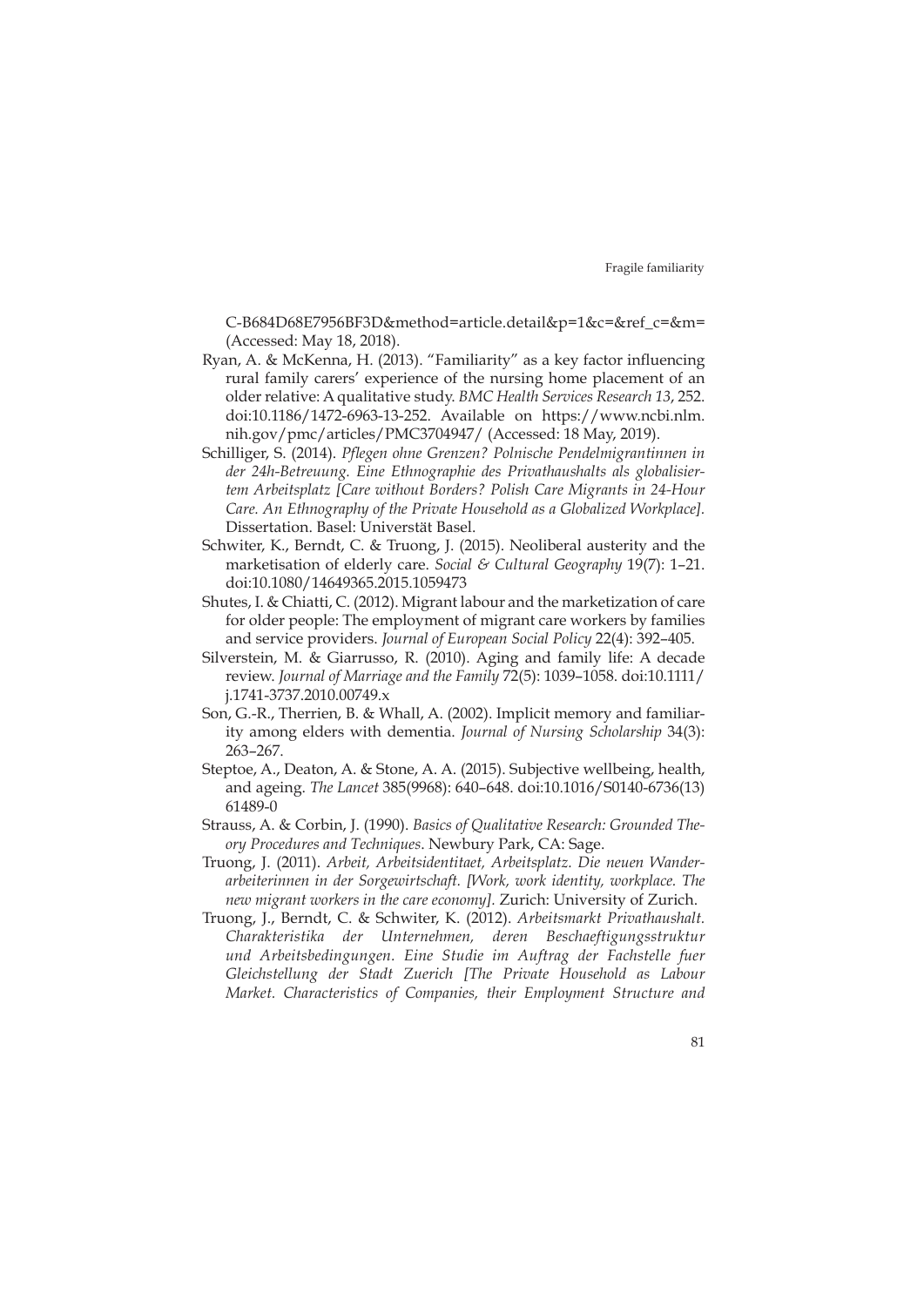C-B684D68E7956BF3D&method=article.detail&p=1&c=&ref_c=&m= (Accessed: May 18, 2018).

Ryan, A. & McKenna, H. (2013). "Familiarity" as a key factor influencing rural family carers' experience of the nursing home placement of an older relative: A qualitative study. *BMC Health Services Research 13*, 252. doi:10.1186/1472-6963-13-252. Available on https://www.ncbi.nlm.nih.gov/pmc/articles/PMC3704947/ (Accessed: 18 May, 2019).

Schilliger, S. (2014). *Pflegen ohne Grenzen? Polnische Pendelmigrantinnen in der 24h-Betreuung. Eine Ethnographie des Privathaushalts als globalisiertem Arbeitsplatz [Care without Borders? Polish Care Migrants in 24-Hour Care. An Ethnography of the Private Household as a Globalized Workplace].* Dissertation. Basel: Universtät Basel.

Schwiter, K., Berndt, C. & Truong, J. (2015). Neoliberal austerity and the marketisation of elderly care. *Social & Cultural Geography* 19(7): 1–21. doi:10.1080/14649365.2015.1059473

Shutes, I. & Chiatti, C. (2012). Migrant labour and the marketization of care for older people: The employment of migrant care workers by families and service providers. *Journal of European Social Policy* 22(4): 392–405.

Silverstein, M. & Giarrusso, R. (2010). Aging and family life: A decade review. *Journal of Marriage and the Family* 72(5): 1039–1058. doi:10.1111/j.1741-3737.2010.00749.x

Son, G.-R., Therrien, B. & Whall, A. (2002). Implicit memory and familiarity among elders with dementia. *Journal of Nursing Scholarship* 34(3): 263–267.

Steptoe, A., Deaton, A. & Stone, A. A. (2015). Subjective wellbeing, health, and ageing. *The Lancet* 385(9968): 640–648. doi:10.1016/S0140-6736(13)61489-0

Strauss, A. & Corbin, J. (1990). *Basics of Qualitative Research: Grounded Theory Procedures and Techniques.* Newbury Park, CA: Sage.

Truong, J. (2011). *Arbeit, Arbeitsidentitaet, Arbeitsplatz. Die neuen Wanderarbeiterinnen in der Sorgewirtschaft. [Work, work identity, workplace. The new migrant workers in the care economy].* Zurich: University of Zurich.

Truong, J., Berndt, C. & Schwiter, K. (2012). *Arbeitsmarkt Privathaushalt. Charakteristika der Unternehmen, deren Beschaeftigungsstruktur und Arbeitsbedingungen. Eine Studie im Auftrag der Fachstelle fuer Gleichstellung der Stadt Zuerich [The Private Household as Labour Market. Characteristics of Companies, their Employment Structure and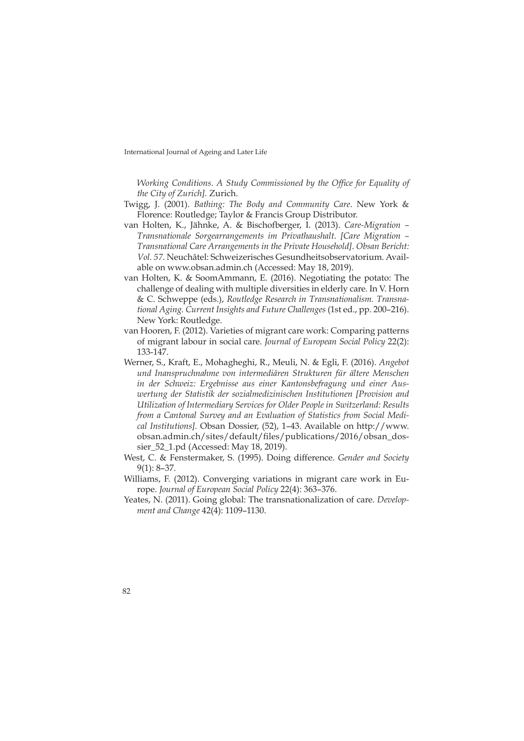*Working Conditions. A Study Commissioned by the Office for Equality of the City of Zurich].* Zurich.

Twigg, J. (2001). *Bathing: The Body and Community Care.* New York & Florence: Routledge; Taylor & Francis Group Distributor.

van Holten, K., Jähnke, A. & Bischofberger, I. (2013). *Care-Migration – Transnationale Sorgearrangements im Privathaushalt. [Care Migration – Transnational Care Arrangements in the Private Household]. Obsan Bericht: Vol. 57.* Neuchâtel: Schweizerisches Gesundheitsobservatorium. Available on www.obsan.admin.ch (Accessed: May 18, 2019).

van Holten, K. & SoomAmmann, E. (2016). Negotiating the potato: The challenge of dealing with multiple diversities in elderly care. In V. Horn & C. Schweppe (eds.), *Routledge Research in Transnationalism. Transnational Aging. Current Insights and Future Challenges* (1st ed., pp. 200–216). New York: Routledge.

van Hooren, F. (2012). Varieties of migrant care work: Comparing patterns of migrant labour in social care. *Journal of European Social Policy* 22(2): 133-147.

Werner, S., Kraft, E., Mohagheghi, R., Meuli, N. & Egli, F. (2016). *Angebot und Inanspruchnahme von intermediären Strukturen für ältere Menschen in der Schweiz: Ergebnisse aus einer Kantonsbefragung und einer Auswertung der Statistik der sozialmedizinischen Institutionen [Provision and Utilization of Intermediary Services for Older People in Switzerland: Results from a Cantonal Survey and an Evaluation of Statistics from Social Medical Institutions].* Obsan Dossier, (52), 1–43. Available on http://www.obsan.admin.ch/sites/default/files/publications/2016/obsan_dossier_52_1.pd (Accessed: May 18, 2019).

West, C. & Fenstermaker, S. (1995). Doing difference. *Gender and Society* 9(1): 8–37.

Williams, F. (2012). Converging variations in migrant care work in Europe. *Journal of European Social Policy* 22(4): 363–376.

Yeates, N. (2011). Going global: The transnationalization of care. *Development and Change* 42(4): 1109–1130.